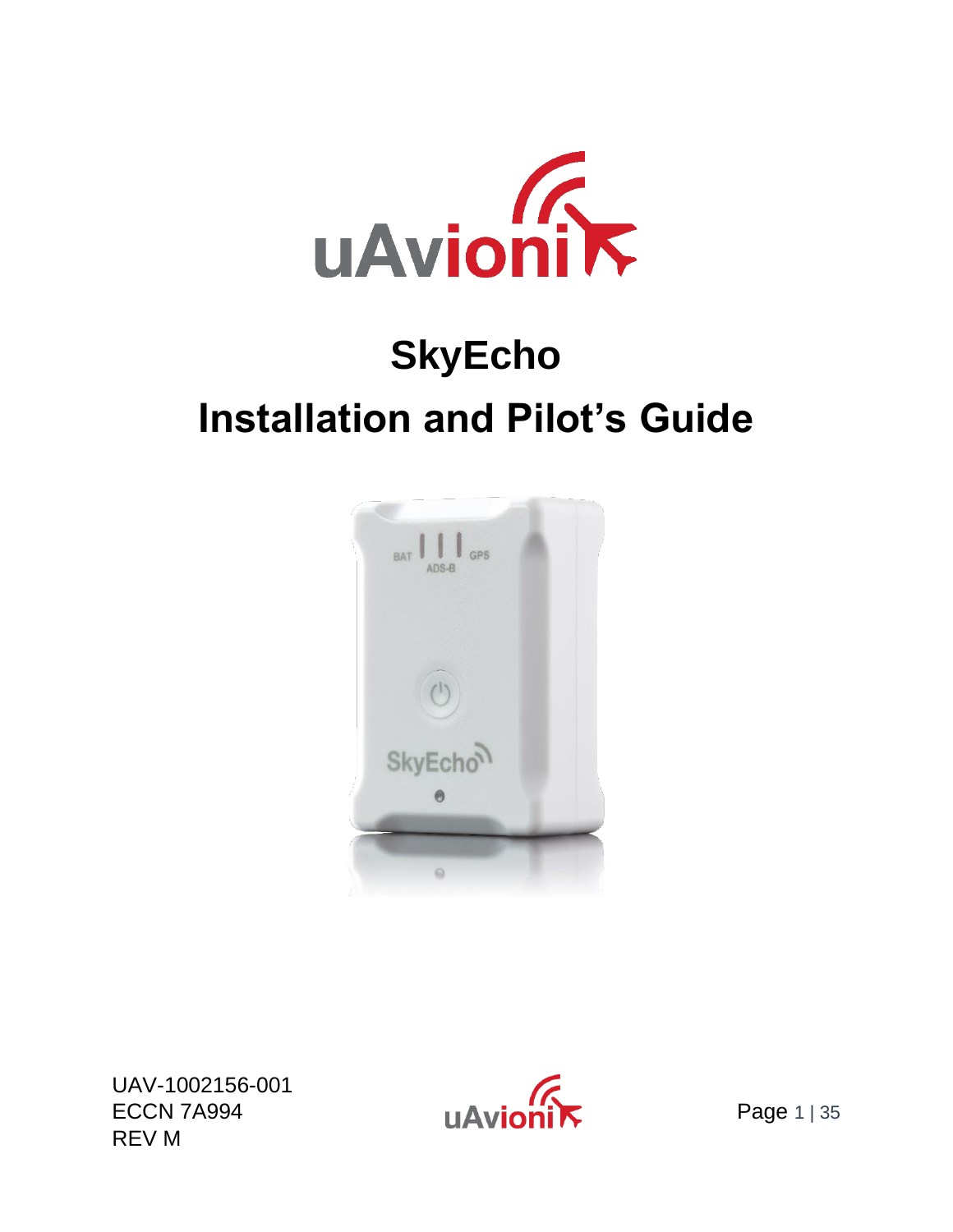# SkyEcho

# Installation and Pilot's Guide

UAV-1002156-001
ECCN 7A994
REV M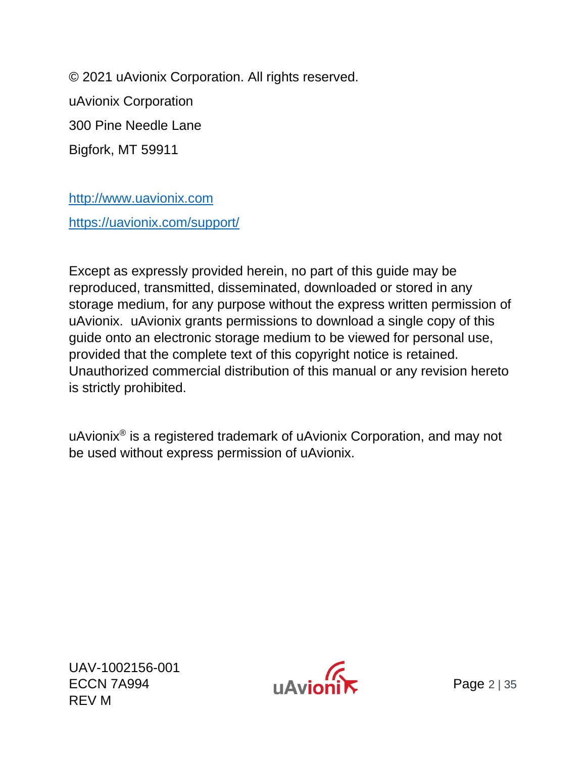© 2021 uAvionix Corporation. All rights reserved.

uAvionix Corporation

300 Pine Needle Lane

Bigfork, MT 59911

http://www.uavionix.com

https://uavionix.com/support/

Except as expressly provided herein, no part of this guide may be reproduced, transmitted, disseminated, downloaded or stored in any storage medium, for any purpose without the express written permission of uAvionix. uAvionix grants permissions to download a single copy of this guide onto an electronic storage medium to be viewed for personal use, provided that the complete text of this copyright notice is retained. Unauthorized commercial distribution of this manual or any revision hereto is strictly prohibited.

uAvionix® is a registered trademark of uAvionix Corporation, and may not be used without express permission of uAvionix.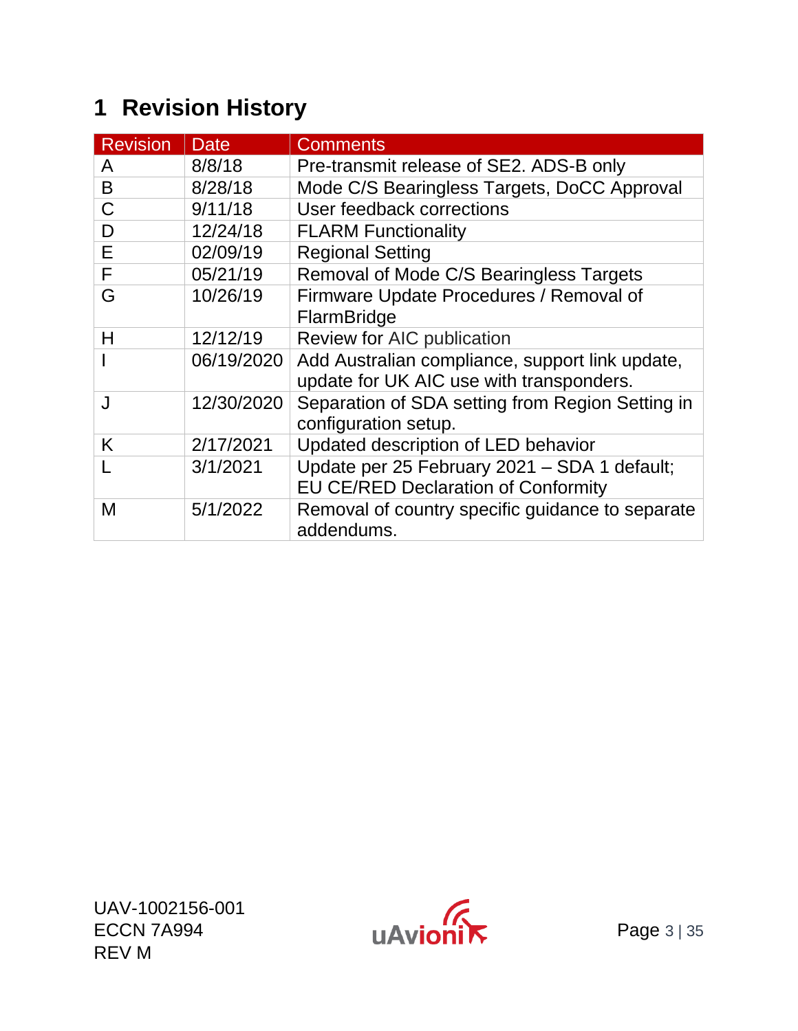# 1 Revision History

| Revision | Date | Comments |
|---|---|---|
| A | 8/8/18 | Pre-transmit release of SE2. ADS-B only |
| B | 8/28/18 | Mode C/S Bearingless Targets, DoCC Approval |
| C | 9/11/18 | User feedback corrections |
| D | 12/24/18 | FLARM Functionality |
| E | 02/09/19 | Regional Setting |
| F | 05/21/19 | Removal of Mode C/S Bearingless Targets |
| G | 10/26/19 | Firmware Update Procedures / Removal of FlarmBridge |
| H | 12/12/19 | Review for AIC publication |
| I | 06/19/2020 | Add Australian compliance, support link update, update for UK AIC use with transponders. |
| J | 12/30/2020 | Separation of SDA setting from Region Setting in configuration setup. |
| K | 2/17/2021 | Updated description of LED behavior |
| L | 3/1/2021 | Update per 25 February 2021 – SDA 1 default; EU CE/RED Declaration of Conformity |
| M | 5/1/2022 | Removal of country specific guidance to separate addendums. |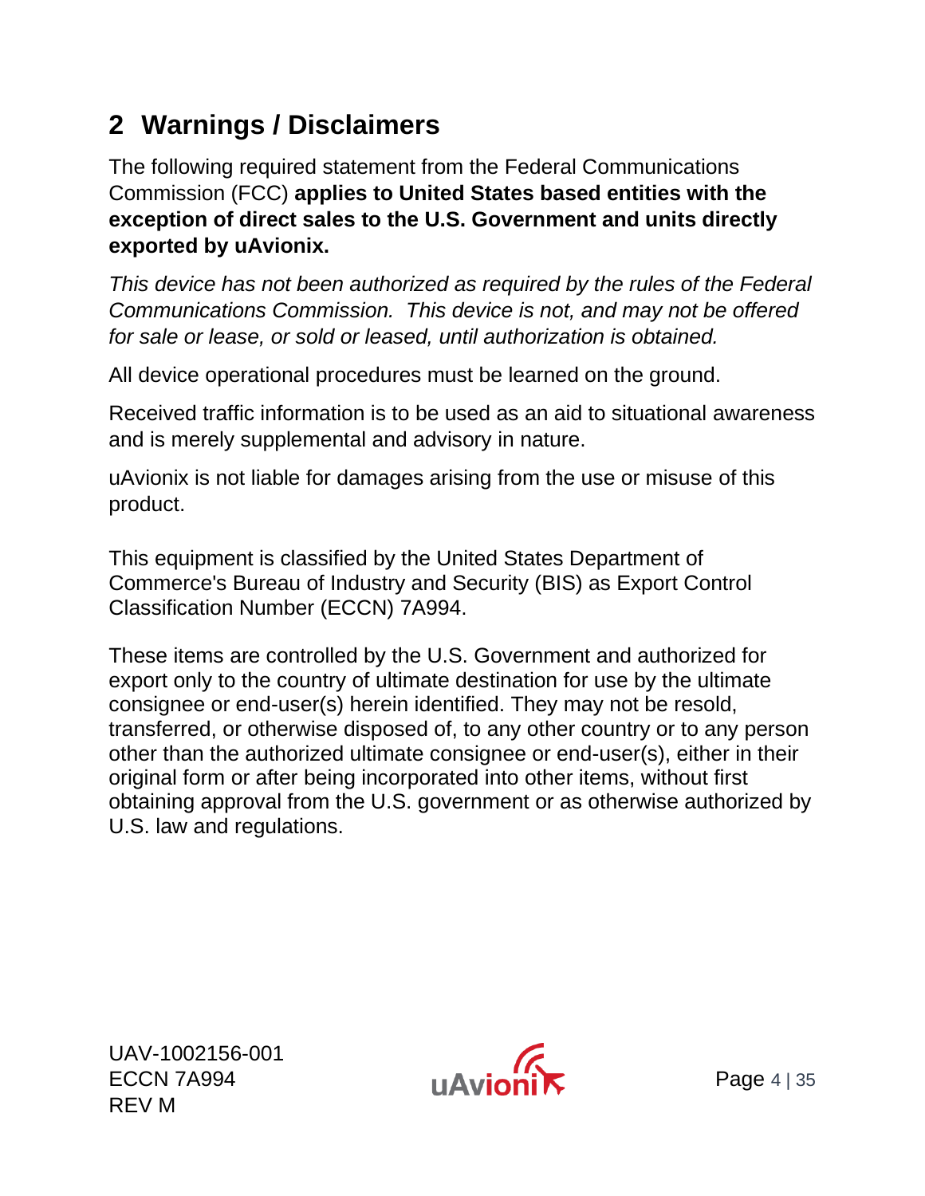# 2 Warnings / Disclaimers

The following required statement from the Federal Communications Commission (FCC) **applies to United States based entities with the exception of direct sales to the U.S. Government and units directly exported by uAvionix.**

*This device has not been authorized as required by the rules of the Federal Communications Commission. This device is not, and may not be offered for sale or lease, or sold or leased, until authorization is obtained.*

All device operational procedures must be learned on the ground.

Received traffic information is to be used as an aid to situational awareness and is merely supplemental and advisory in nature.

uAvionix is not liable for damages arising from the use or misuse of this product.

This equipment is classified by the United States Department of Commerce's Bureau of Industry and Security (BIS) as Export Control Classification Number (ECCN) 7A994.

These items are controlled by the U.S. Government and authorized for export only to the country of ultimate destination for use by the ultimate consignee or end-user(s) herein identified. They may not be resold, transferred, or otherwise disposed of, to any other country or to any person other than the authorized ultimate consignee or end-user(s), either in their original form or after being incorporated into other items, without first obtaining approval from the U.S. government or as otherwise authorized by U.S. law and regulations.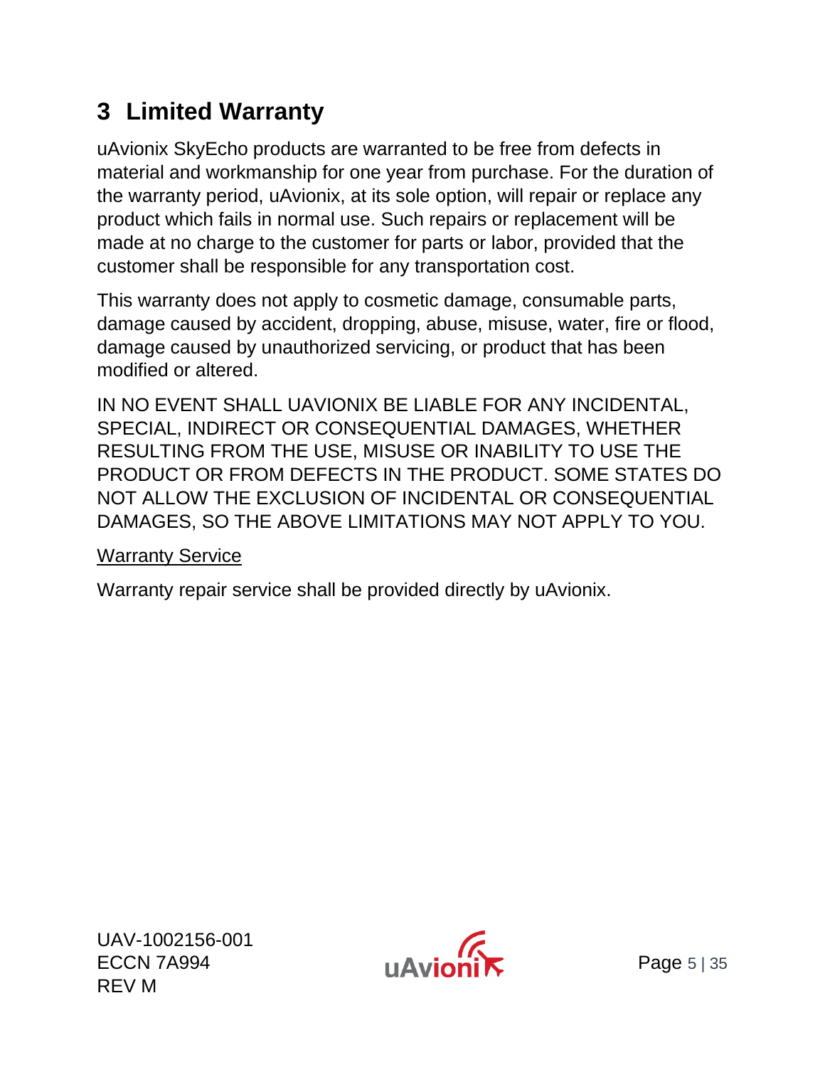# 3 Limited Warranty

uAvionix SkyEcho products are warranted to be free from defects in material and workmanship for one year from purchase. For the duration of the warranty period, uAvionix, at its sole option, will repair or replace any product which fails in normal use. Such repairs or replacement will be made at no charge to the customer for parts or labor, provided that the customer shall be responsible for any transportation cost.

This warranty does not apply to cosmetic damage, consumable parts, damage caused by accident, dropping, abuse, misuse, water, fire or flood, damage caused by unauthorized servicing, or product that has been modified or altered.

IN NO EVENT SHALL UAVIONIX BE LIABLE FOR ANY INCIDENTAL, SPECIAL, INDIRECT OR CONSEQUENTIAL DAMAGES, WHETHER RESULTING FROM THE USE, MISUSE OR INABILITY TO USE THE PRODUCT OR FROM DEFECTS IN THE PRODUCT. SOME STATES DO NOT ALLOW THE EXCLUSION OF INCIDENTAL OR CONSEQUENTIAL DAMAGES, SO THE ABOVE LIMITATIONS MAY NOT APPLY TO YOU.

Warranty Service

Warranty repair service shall be provided directly by uAvionix.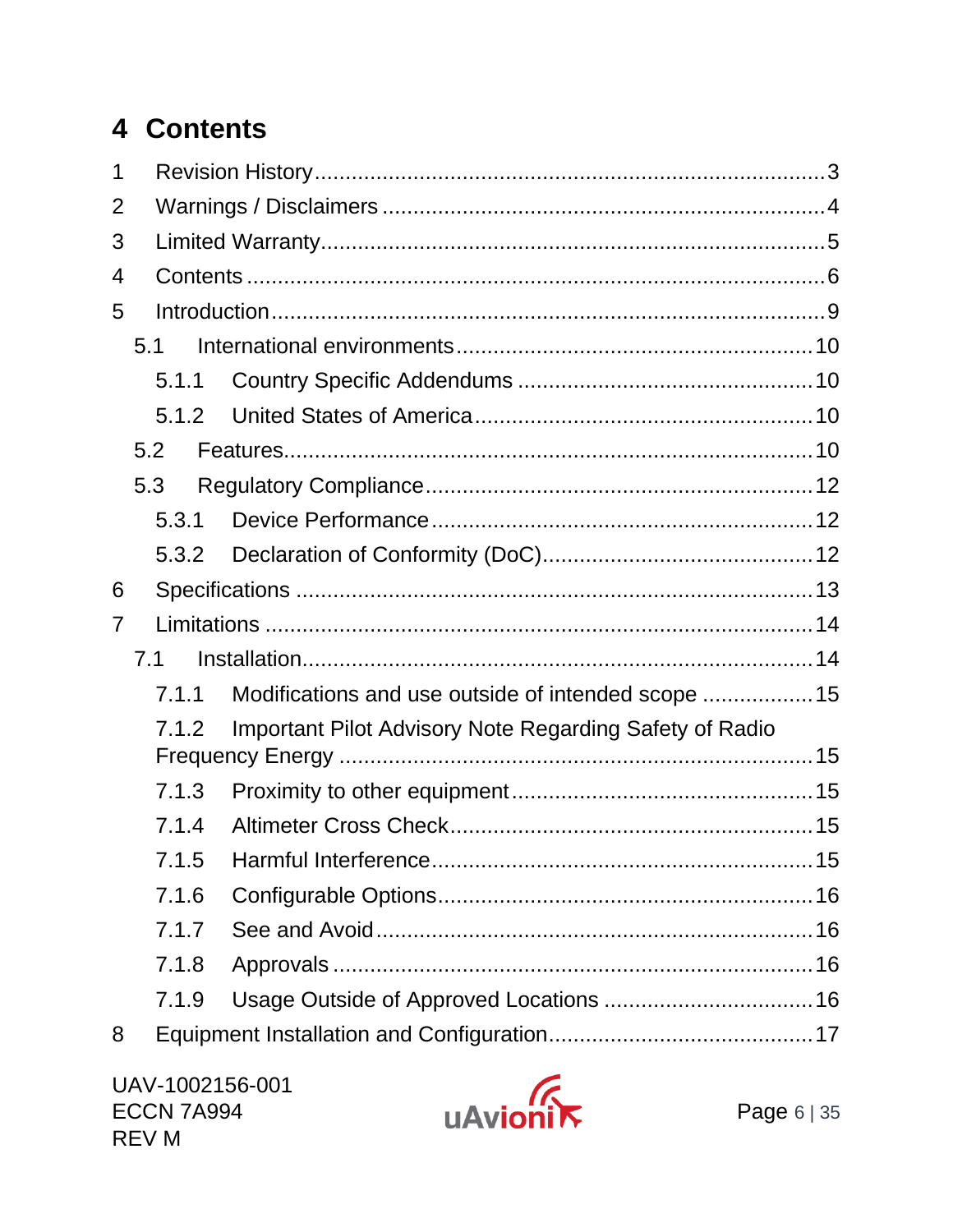# 4 Contents

1 Revision History....................................................................................3
2 Warnings / Disclaimers .........................................................................4
3 Limited Warranty....................................................................................5
4 Contents ................................................................................................6
5 Introduction............................................................................................9
  5.1 International environments.............................................................10
    5.1.1 Country Specific Addendums ...................................................10
    5.1.2 United States of America..........................................................10
  5.2 Features..........................................................................................10
  5.3 Regulatory Compliance...................................................................12
    5.3.1 Device Performance..................................................................12
    5.3.2 Declaration of Conformity (DoC)...............................................12
6 Specifications .......................................................................................13
7 Limitations ...........................................................................................14
  7.1 Installation.......................................................................................14
    7.1.1 Modifications and use outside of intended scope ...................15
    7.1.2 Important Pilot Advisory Note Regarding Safety of Radio Frequency Energy ..............................................................................15
    7.1.3 Proximity to other equipment....................................................15
    7.1.4 Altimeter Cross Check..............................................................15
    7.1.5 Harmful Interference.................................................................15
    7.1.6 Configurable Options................................................................16
    7.1.7 See and Avoid..........................................................................16
    7.1.8 Approvals ................................................................................16
    7.1.9 Usage Outside of Approved Locations .....................................16
8 Equipment Installation and Configuration...............................................17

UAV-1002156-001
ECCN 7A994
REV M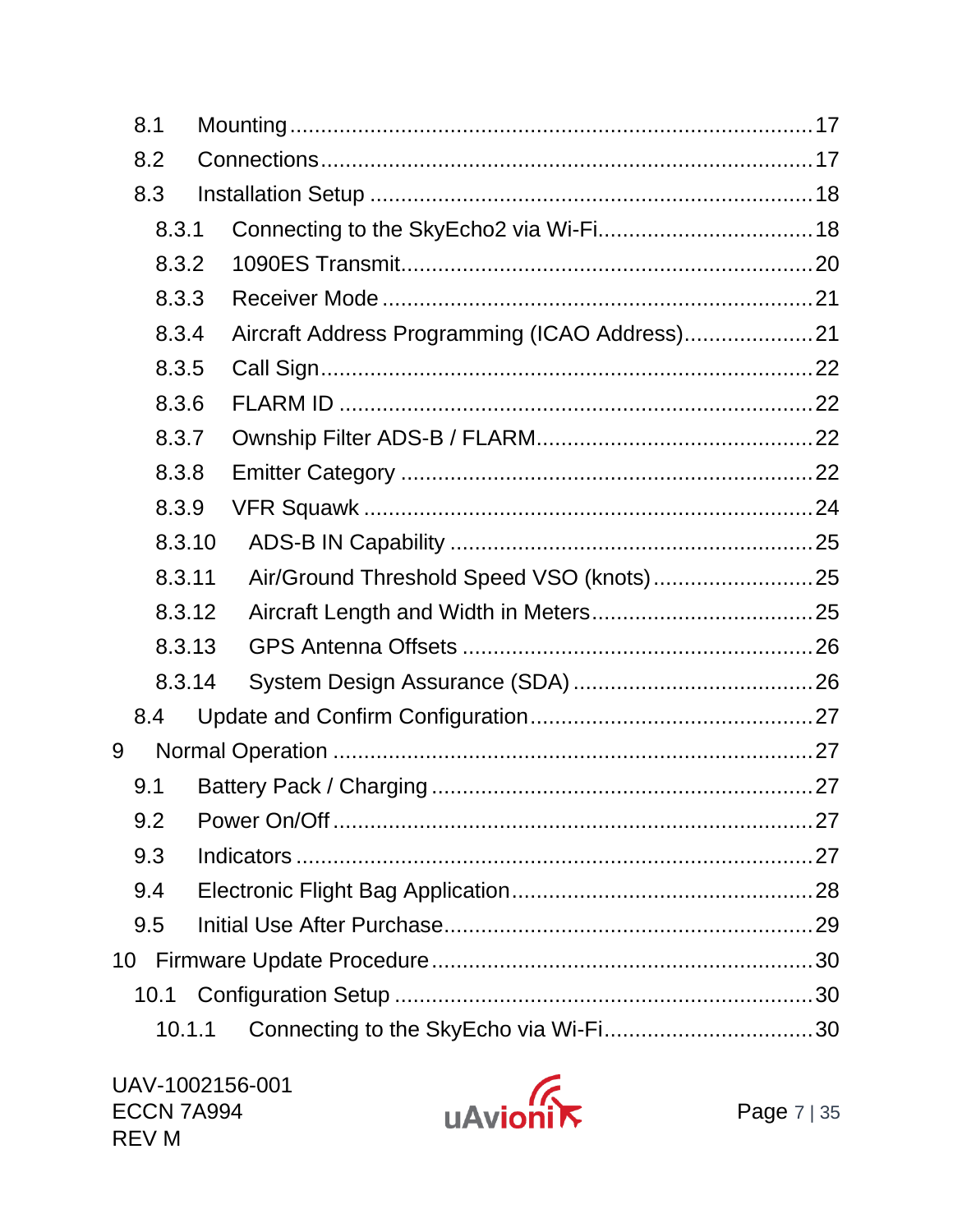- 8.1 Mounting ............ 17
- 8.2 Connections ............ 17
- 8.3 Installation Setup ............ 18
  - 8.3.1 Connecting to the SkyEcho2 via Wi-Fi ............ 18
  - 8.3.2 1090ES Transmit ............ 20
  - 8.3.3 Receiver Mode ............ 21
  - 8.3.4 Aircraft Address Programming (ICAO Address) ............ 21
  - 8.3.5 Call Sign ............ 22
  - 8.3.6 FLARM ID ............ 22
  - 8.3.7 Ownship Filter ADS-B / FLARM ............ 22
  - 8.3.8 Emitter Category ............ 22
  - 8.3.9 VFR Squawk ............ 24
  - 8.3.10 ADS-B IN Capability ............ 25
  - 8.3.11 Air/Ground Threshold Speed VSO (knots) ............ 25
  - 8.3.12 Aircraft Length and Width in Meters ............ 25
  - 8.3.13 GPS Antenna Offsets ............ 26
  - 8.3.14 System Design Assurance (SDA) ............ 26
- 8.4 Update and Confirm Configuration ............ 27

9 Normal Operation ............ 27

- 9.1 Battery Pack / Charging ............ 27
- 9.2 Power On/Off ............ 27
- 9.3 Indicators ............ 27
- 9.4 Electronic Flight Bag Application ............ 28
- 9.5 Initial Use After Purchase ............ 29

10 Firmware Update Procedure ............ 30

- 10.1 Configuration Setup ............ 30
  - 10.1.1 Connecting to the SkyEcho via Wi-Fi ............ 30

UAV-1002156-001
ECCN 7A994
REV M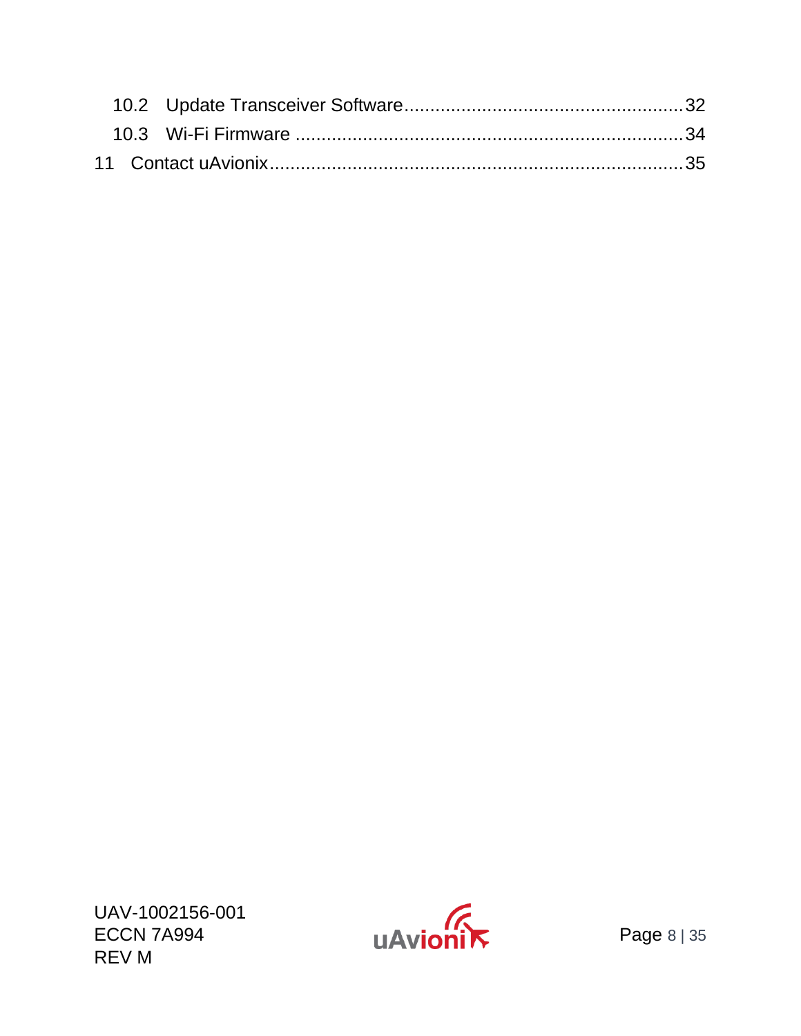10.2 Update Transceiver Software....................................................32

10.3 Wi-Fi Firmware .........................................................................34

11 Contact uAvionix..............................................................................35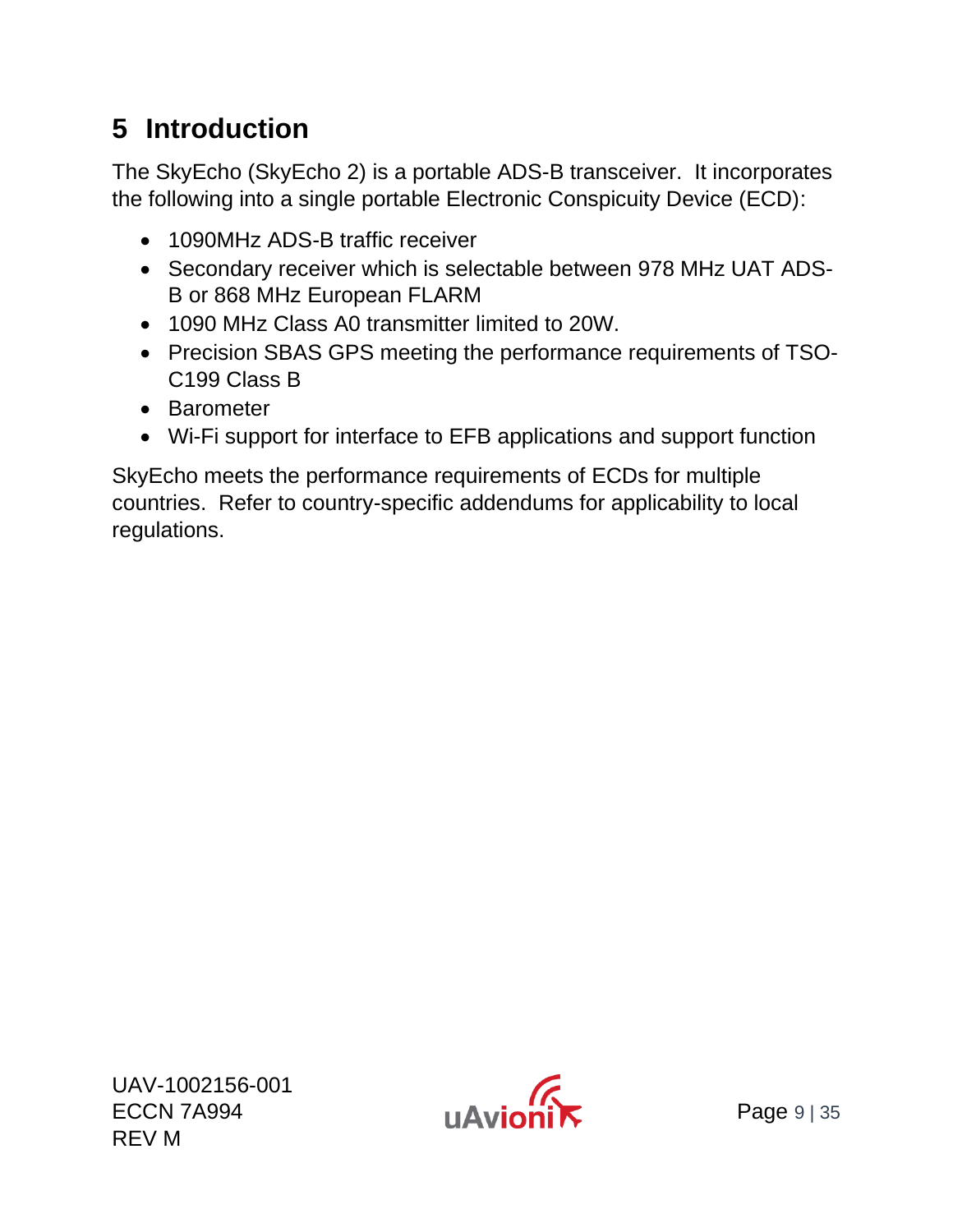# 5 Introduction

The SkyEcho (SkyEcho 2) is a portable ADS-B transceiver. It incorporates the following into a single portable Electronic Conspicuity Device (ECD):

- 1090MHz ADS-B traffic receiver
- Secondary receiver which is selectable between 978 MHz UAT ADS-B or 868 MHz European FLARM
- 1090 MHz Class A0 transmitter limited to 20W.
- Precision SBAS GPS meeting the performance requirements of TSO-C199 Class B
- Barometer
- Wi-Fi support for interface to EFB applications and support function

SkyEcho meets the performance requirements of ECDs for multiple countries. Refer to country-specific addendums for applicability to local regulations.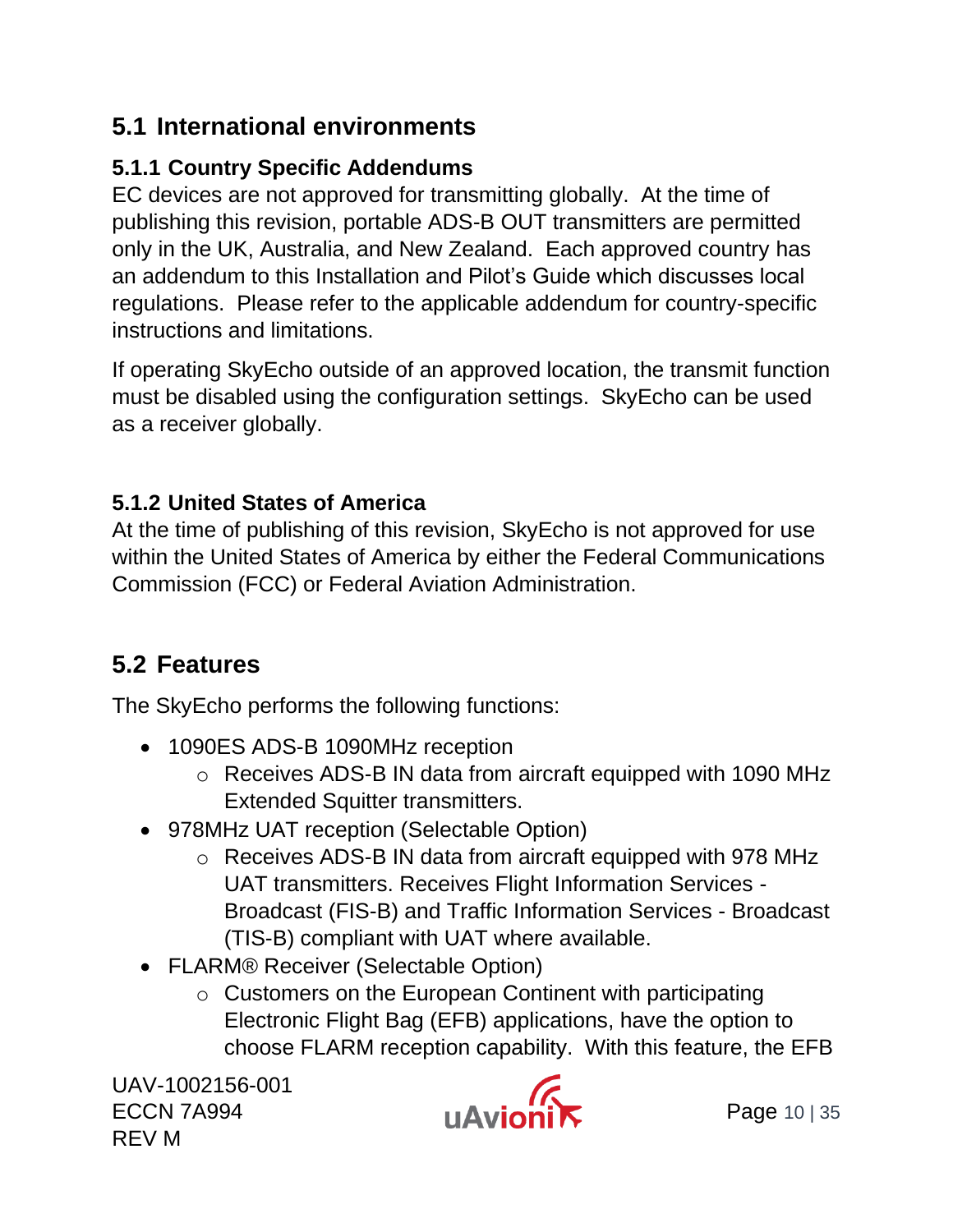## 5.1 International environments

### 5.1.1 Country Specific Addendums

EC devices are not approved for transmitting globally. At the time of publishing this revision, portable ADS-B OUT transmitters are permitted only in the UK, Australia, and New Zealand. Each approved country has an addendum to this Installation and Pilot's Guide which discusses local regulations. Please refer to the applicable addendum for country-specific instructions and limitations.

If operating SkyEcho outside of an approved location, the transmit function must be disabled using the configuration settings. SkyEcho can be used as a receiver globally.

### 5.1.2 United States of America

At the time of publishing of this revision, SkyEcho is not approved for use within the United States of America by either the Federal Communications Commission (FCC) or Federal Aviation Administration.

## 5.2 Features

The SkyEcho performs the following functions:

- 1090ES ADS-B 1090MHz reception
  - Receives ADS-B IN data from aircraft equipped with 1090 MHz Extended Squitter transmitters.
- 978MHz UAT reception (Selectable Option)
  - Receives ADS-B IN data from aircraft equipped with 978 MHz UAT transmitters. Receives Flight Information Services - Broadcast (FIS-B) and Traffic Information Services - Broadcast (TIS-B) compliant with UAT where available.
- FLARM® Receiver (Selectable Option)
  - Customers on the European Continent with participating Electronic Flight Bag (EFB) applications, have the option to choose FLARM reception capability. With this feature, the EFB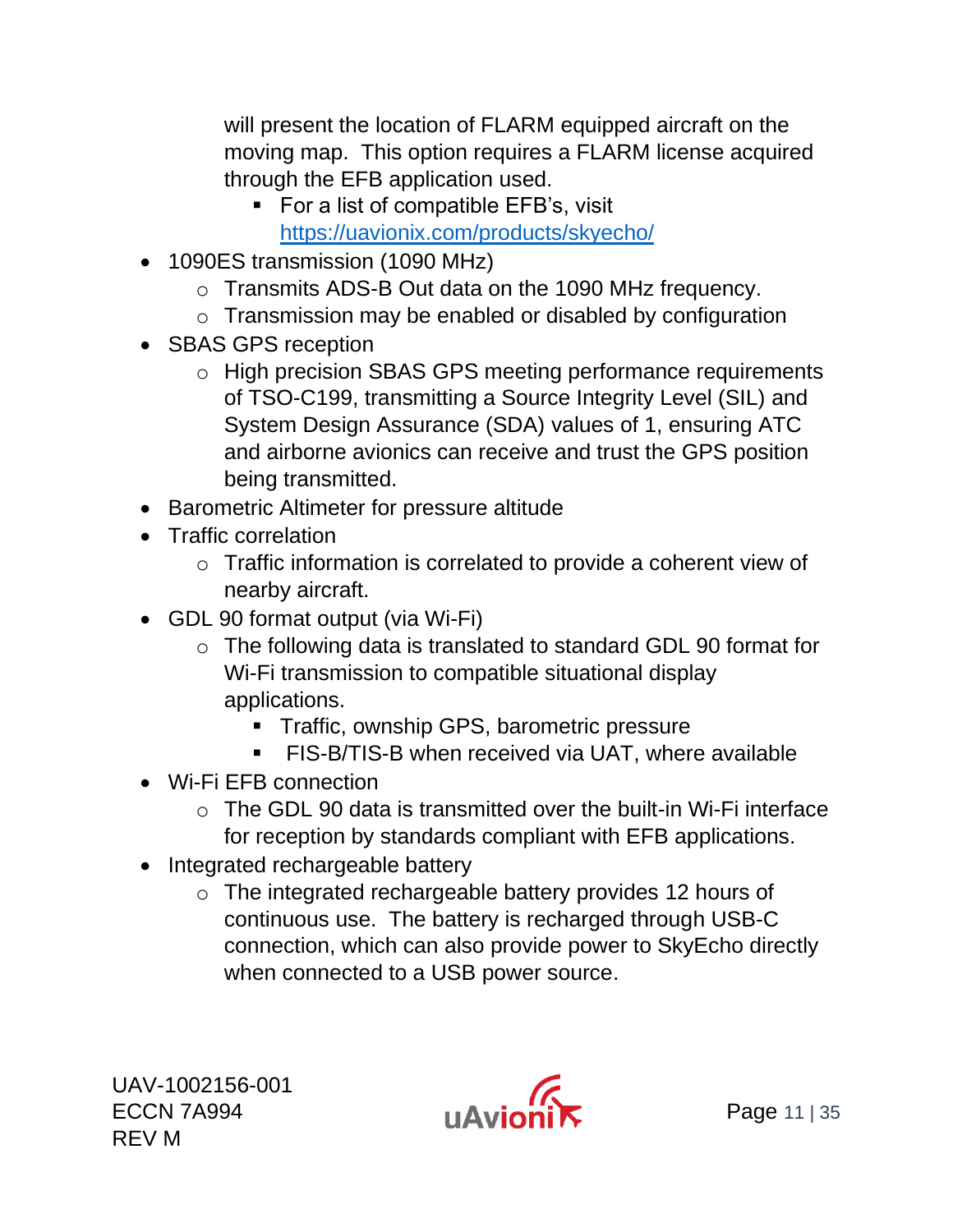will present the location of FLARM equipped aircraft on the moving map. This option requires a FLARM license acquired through the EFB application used.
    - For a list of compatible EFB's, visit https://uavionix.com/products/skyecho/

- 1090ES transmission (1090 MHz)
  - Transmits ADS-B Out data on the 1090 MHz frequency.
  - Transmission may be enabled or disabled by configuration
- SBAS GPS reception
  - High precision SBAS GPS meeting performance requirements of TSO-C199, transmitting a Source Integrity Level (SIL) and System Design Assurance (SDA) values of 1, ensuring ATC and airborne avionics can receive and trust the GPS position being transmitted.
- Barometric Altimeter for pressure altitude
- Traffic correlation
  - Traffic information is correlated to provide a coherent view of nearby aircraft.
- GDL 90 format output (via Wi-Fi)
  - The following data is translated to standard GDL 90 format for Wi-Fi transmission to compatible situational display applications.
    - Traffic, ownship GPS, barometric pressure
    - FIS-B/TIS-B when received via UAT, where available
- Wi-Fi EFB connection
  - The GDL 90 data is transmitted over the built-in Wi-Fi interface for reception by standards compliant with EFB applications.
- Integrated rechargeable battery
  - The integrated rechargeable battery provides 12 hours of continuous use. The battery is recharged through USB-C connection, which can also provide power to SkyEcho directly when connected to a USB power source.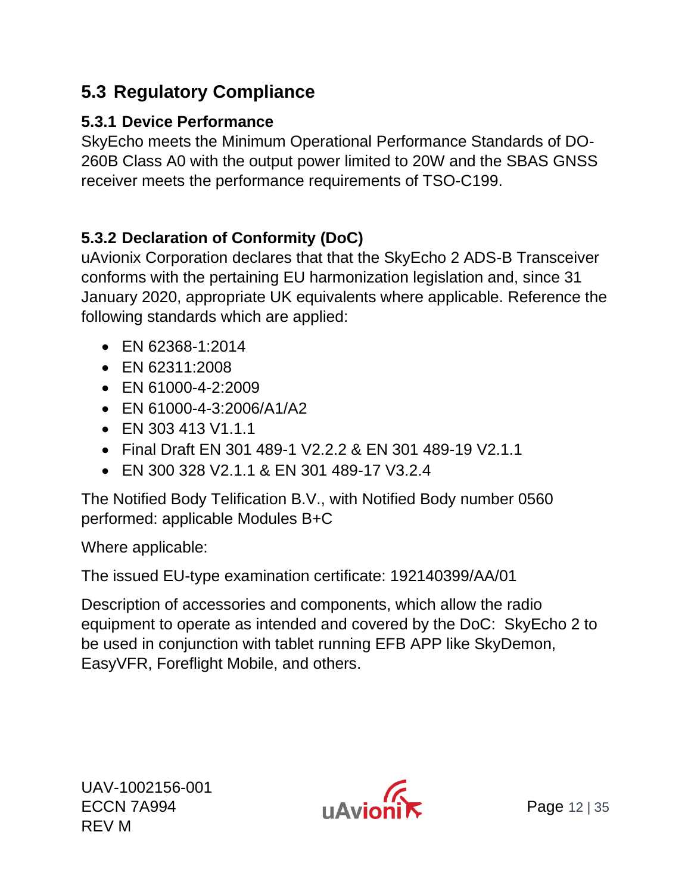## 5.3 Regulatory Compliance

### 5.3.1 Device Performance

SkyEcho meets the Minimum Operational Performance Standards of DO-260B Class A0 with the output power limited to 20W and the SBAS GNSS receiver meets the performance requirements of TSO-C199.

### 5.3.2 Declaration of Conformity (DoC)

uAvionix Corporation declares that that the SkyEcho 2 ADS-B Transceiver conforms with the pertaining EU harmonization legislation and, since 31 January 2020, appropriate UK equivalents where applicable. Reference the following standards which are applied:

- EN 62368-1:2014
- EN 62311:2008
- EN 61000-4-2:2009
- EN 61000-4-3:2006/A1/A2
- EN 303 413 V1.1.1
- Final Draft EN 301 489-1 V2.2.2 & EN 301 489-19 V2.1.1
- EN 300 328 V2.1.1 & EN 301 489-17 V3.2.4

The Notified Body Telification B.V., with Notified Body number 0560 performed: applicable Modules B+C

Where applicable:

The issued EU-type examination certificate: 192140399/AA/01

Description of accessories and components, which allow the radio equipment to operate as intended and covered by the DoC: SkyEcho 2 to be used in conjunction with tablet running EFB APP like SkyDemon, EasyVFR, Foreflight Mobile, and others.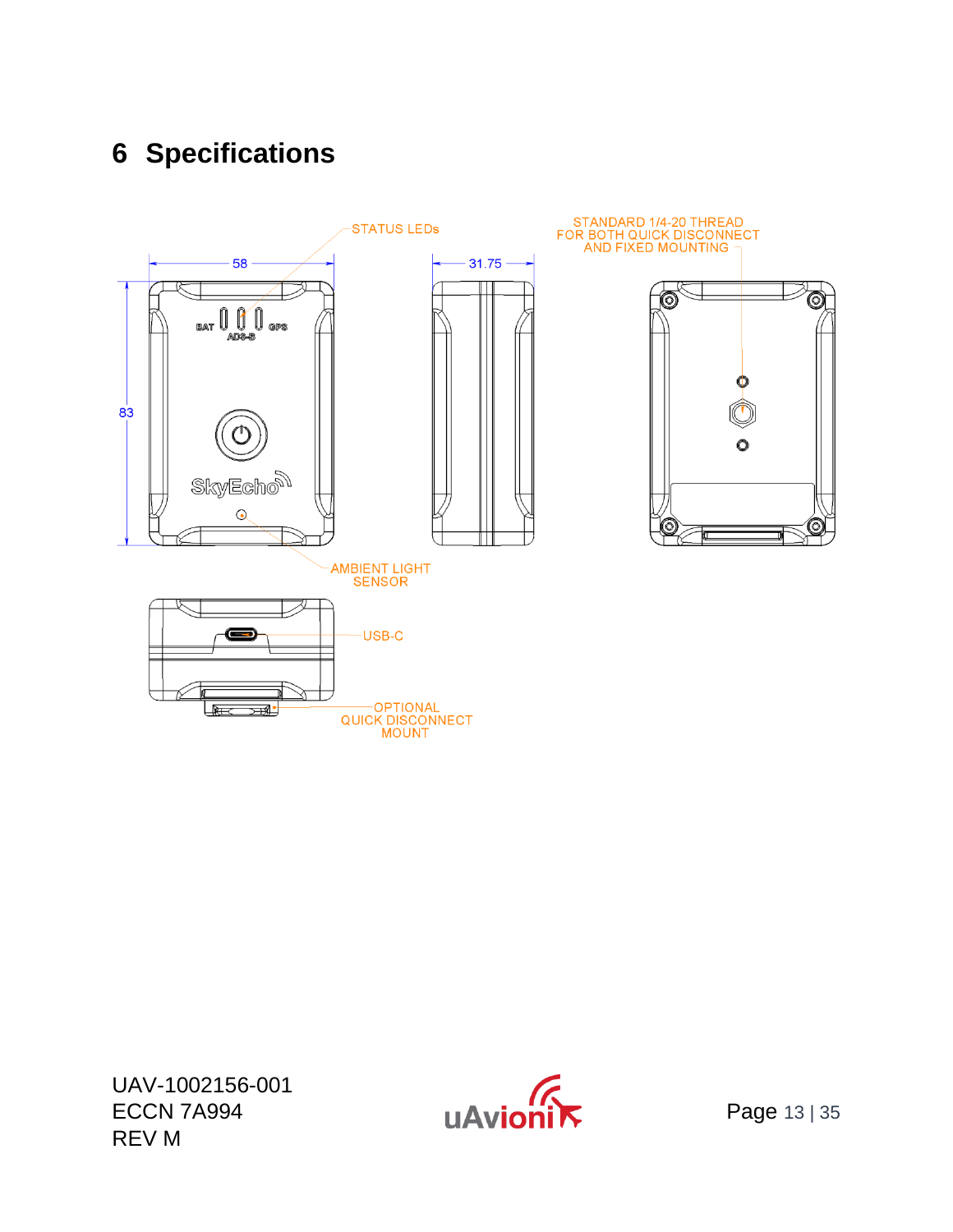# 6 Specifications

STATUS LEDs

58

31.75

STANDARD 1/4-20 THREAD FOR BOTH QUICK DISCONNECT AND FIXED MOUNTING

83

BAT ADS-B GPS

SkyEcho

AMBIENT LIGHT SENSOR

USB-C

OPTIONAL QUICK DISCONNECT MOUNT

UAV-1002156-001
ECCN 7A994
REV M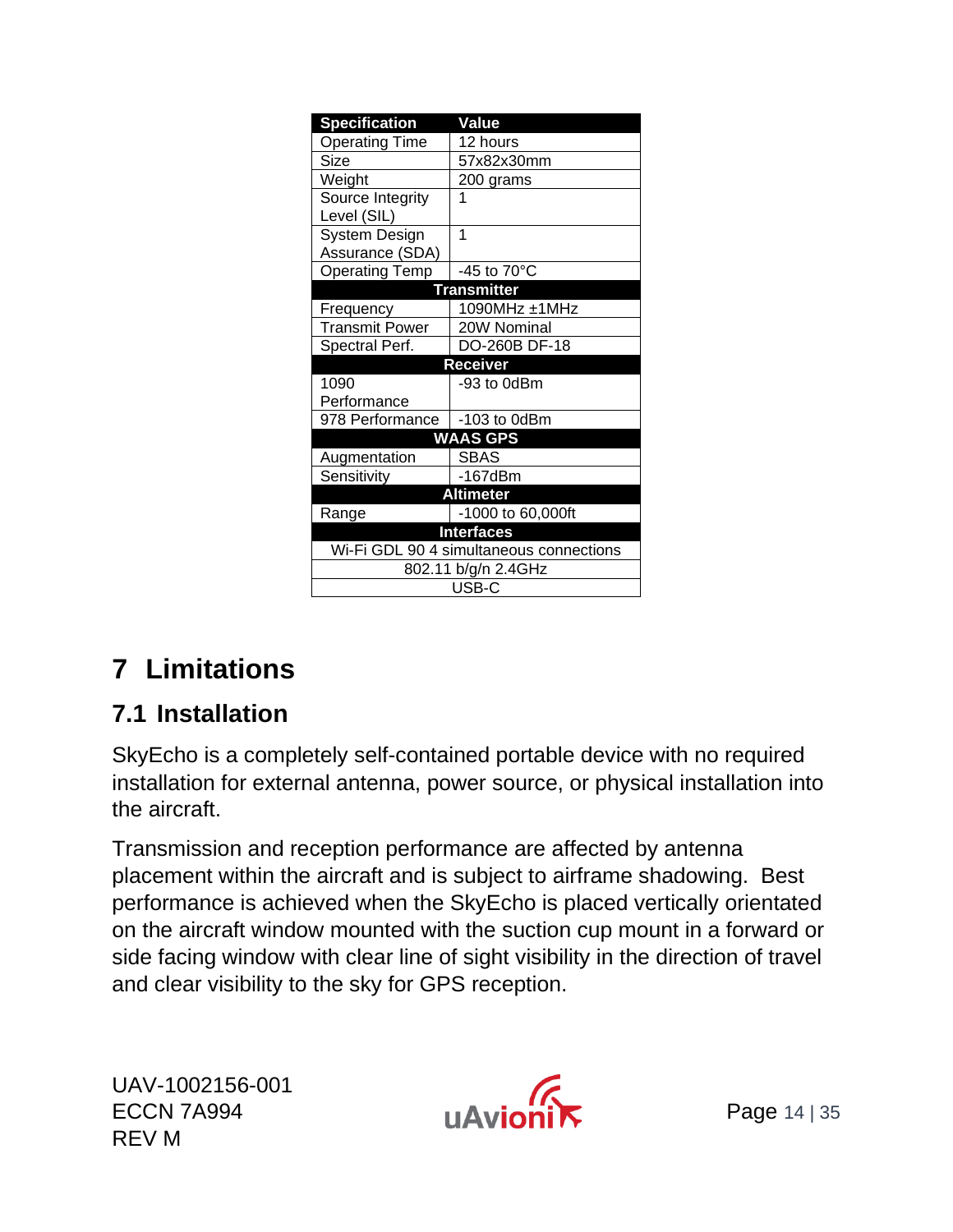| Specification | Value |
|---|---|
| Operating Time | 12 hours |
| Size | 57x82x30mm |
| Weight | 200 grams |
| Source Integrity Level (SIL) | 1 |
| System Design Assurance (SDA) | 1 |
| Operating Temp | -45 to 70°C |
| **Transmitter** | |
| Frequency | 1090MHz ±1MHz |
| Transmit Power | 20W Nominal |
| Spectral Perf. | DO-260B DF-18 |
| **Receiver** | |
| 1090 Performance | -93 to 0dBm |
| 978 Performance | -103 to 0dBm |
| **WAAS GPS** | |
| Augmentation | SBAS |
| Sensitivity | -167dBm |
| **Altimeter** | |
| Range | -1000 to 60,000ft |
| **Interfaces** | |
| Wi-Fi GDL 90 4 simultaneous connections | |
| 802.11 b/g/n 2.4GHz | |
| USB-C | |

# 7 Limitations

## 7.1 Installation

SkyEcho is a completely self-contained portable device with no required installation for external antenna, power source, or physical installation into the aircraft.

Transmission and reception performance are affected by antenna placement within the aircraft and is subject to airframe shadowing. Best performance is achieved when the SkyEcho is placed vertically orientated on the aircraft window mounted with the suction cup mount in a forward or side facing window with clear line of sight visibility in the direction of travel and clear visibility to the sky for GPS reception.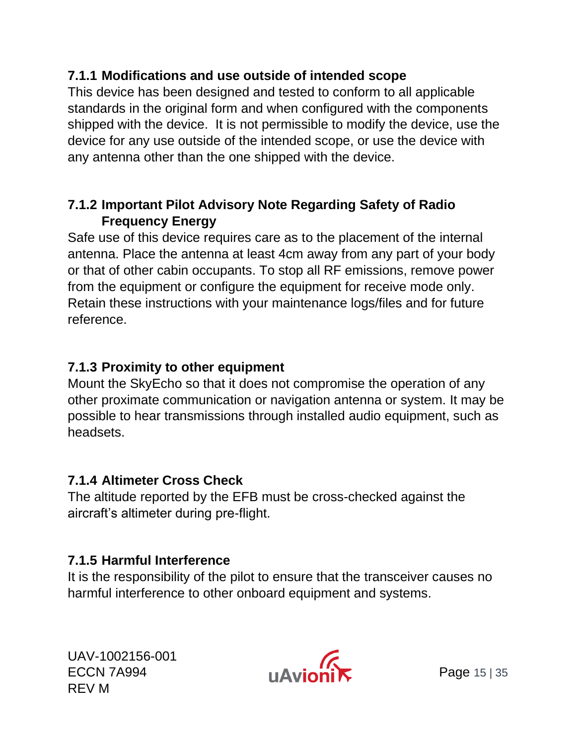### 7.1.1 Modifications and use outside of intended scope

This device has been designed and tested to conform to all applicable standards in the original form and when configured with the components shipped with the device. It is not permissible to modify the device, use the device for any use outside of the intended scope, or use the device with any antenna other than the one shipped with the device.

### 7.1.2 Important Pilot Advisory Note Regarding Safety of Radio Frequency Energy

Safe use of this device requires care as to the placement of the internal antenna. Place the antenna at least 4cm away from any part of your body or that of other cabin occupants. To stop all RF emissions, remove power from the equipment or configure the equipment for receive mode only. Retain these instructions with your maintenance logs/files and for future reference.

### 7.1.3 Proximity to other equipment

Mount the SkyEcho so that it does not compromise the operation of any other proximate communication or navigation antenna or system. It may be possible to hear transmissions through installed audio equipment, such as headsets.

### 7.1.4 Altimeter Cross Check

The altitude reported by the EFB must be cross-checked against the aircraft's altimeter during pre-flight.

### 7.1.5 Harmful Interference

It is the responsibility of the pilot to ensure that the transceiver causes no harmful interference to other onboard equipment and systems.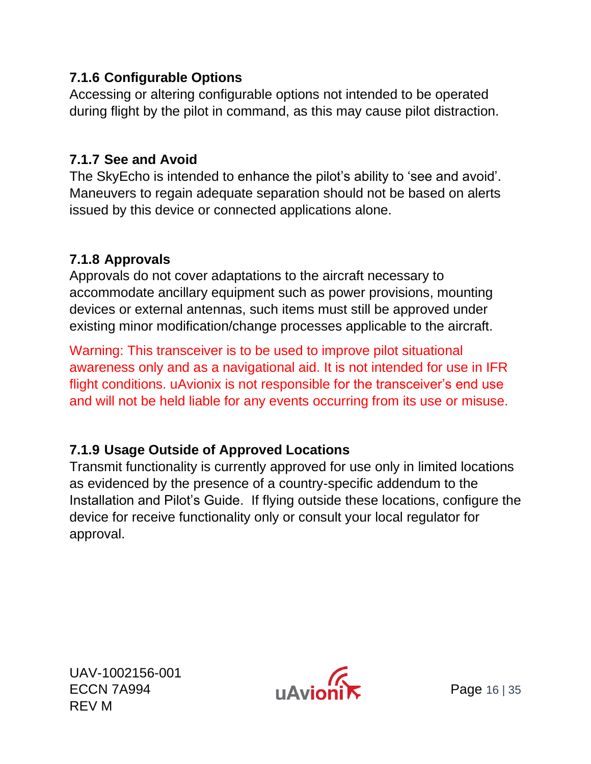### 7.1.6 Configurable Options

Accessing or altering configurable options not intended to be operated during flight by the pilot in command, as this may cause pilot distraction.

### 7.1.7 See and Avoid

The SkyEcho is intended to enhance the pilot's ability to 'see and avoid'. Maneuvers to regain adequate separation should not be based on alerts issued by this device or connected applications alone.

### 7.1.8 Approvals

Approvals do not cover adaptations to the aircraft necessary to accommodate ancillary equipment such as power provisions, mounting devices or external antennas, such items must still be approved under existing minor modification/change processes applicable to the aircraft.

Warning: This transceiver is to be used to improve pilot situational awareness only and as a navigational aid. It is not intended for use in IFR flight conditions. uAvionix is not responsible for the transceiver's end use and will not be held liable for any events occurring from its use or misuse.

### 7.1.9 Usage Outside of Approved Locations

Transmit functionality is currently approved for use only in limited locations as evidenced by the presence of a country-specific addendum to the Installation and Pilot's Guide. If flying outside these locations, configure the device for receive functionality only or consult your local regulator for approval.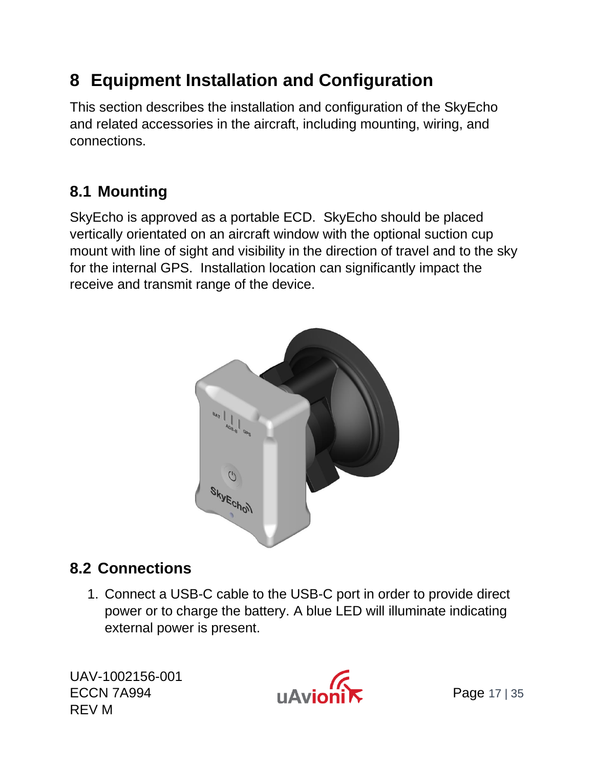# 8 Equipment Installation and Configuration

This section describes the installation and configuration of the SkyEcho and related accessories in the aircraft, including mounting, wiring, and connections.

## 8.1 Mounting

SkyEcho is approved as a portable ECD.  SkyEcho should be placed vertically orientated on an aircraft window with the optional suction cup mount with line of sight and visibility in the direction of travel and to the sky for the internal GPS.  Installation location can significantly impact the receive and transmit range of the device.

## 8.2 Connections

1. Connect a USB-C cable to the USB-C port in order to provide direct power or to charge the battery. A blue LED will illuminate indicating external power is present.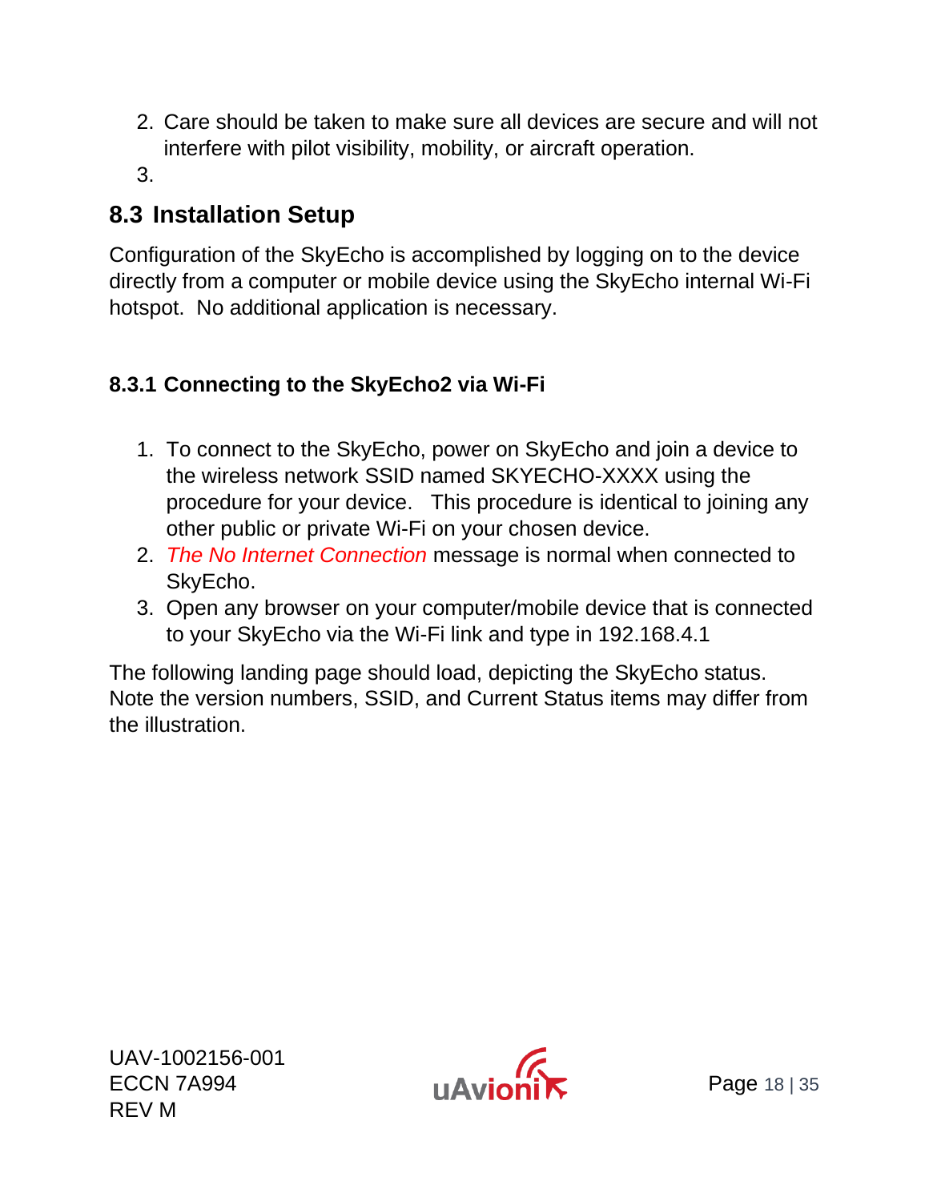2. Care should be taken to make sure all devices are secure and will not interfere with pilot visibility, mobility, or aircraft operation.
3.

## 8.3 Installation Setup

Configuration of the SkyEcho is accomplished by logging on to the device directly from a computer or mobile device using the SkyEcho internal Wi-Fi hotspot. No additional application is necessary.

### 8.3.1 Connecting to the SkyEcho2 via Wi-Fi

1. To connect to the SkyEcho, power on SkyEcho and join a device to the wireless network SSID named SKYECHO-XXXX using the procedure for your device. This procedure is identical to joining any other public or private Wi-Fi on your chosen device.
2. *The No Internet Connection* message is normal when connected to SkyEcho.
3. Open any browser on your computer/mobile device that is connected to your SkyEcho via the Wi-Fi link and type in 192.168.4.1

The following landing page should load, depicting the SkyEcho status. Note the version numbers, SSID, and Current Status items may differ from the illustration.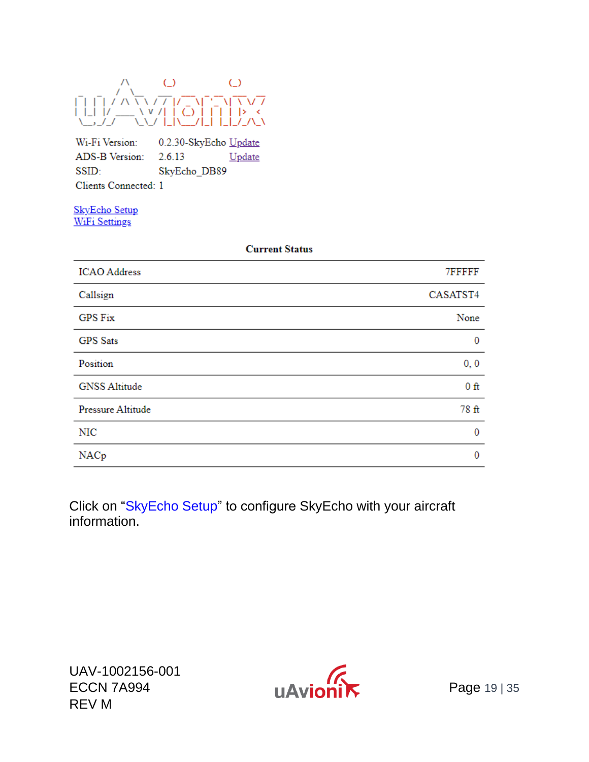Wi-Fi Version: 0.2.30-SkyEcho Update
ADS-B Version: 2.6.13 Update
SSID: SkyEcho_DB89
Clients Connected: 1

SkyEcho Setup
WiFi Settings

**Current Status**

| | |
|---|---|
| ICAO Address | 7FFFFF |
| Callsign | CASATST4 |
| GPS Fix | None |
| GPS Sats | 0 |
| Position | 0, 0 |
| GNSS Altitude | 0 ft |
| Pressure Altitude | 78 ft |
| NIC | 0 |
| NACp | 0 |

Click on "SkyEcho Setup" to configure SkyEcho with your aircraft information.

UAV-1002156-001
ECCN 7A994
REV M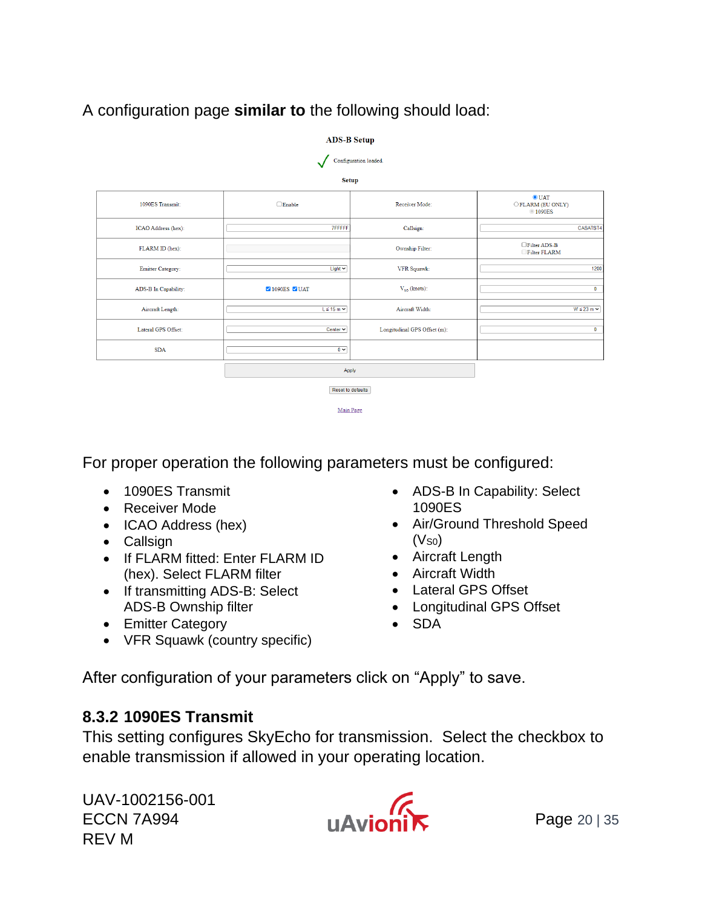A configuration page **similar to** the following should load:

**ADS-B Setup**

✓ Configuration loaded.

**Setup**

| | | | |
|---|---|---|---|
| 1090ES Transmit: | ☐Enable | Receiver Mode: | ◉UAT ○FLARM (EU ONLY) ○1090ES |
| ICAO Address (hex): | 7FFFFF | Callsign: | CASATST4 |
| FLARM ID (hex): | | Ownship Filter: | ☐Filter ADS-B ☐Filter FLARM |
| Emitter Category: | Light | VFR Squawk: | 1200 |
| ADS-B In Capability: | ☑1090ES ☑UAT | $V_{S0}$ (knots): | 0 |
| Aircraft Length: | L ≤ 15 m | Aircraft Width: | W ≤ 23 m |
| Lateral GPS Offset: | Center | Longitudinal GPS Offset (m): | 0 |
| SDA | 0 | | |

Apply

Reset to defaults

Main Page

For proper operation the following parameters must be configured:

- 1090ES Transmit
- Receiver Mode
- ICAO Address (hex)
- Callsign
- If FLARM fitted: Enter FLARM ID (hex). Select FLARM filter
- If transmitting ADS-B: Select ADS-B Ownship filter
- Emitter Category
- VFR Squawk (country specific)
- ADS-B In Capability: Select 1090ES
- Air/Ground Threshold Speed ($V_{S0}$)
- Aircraft Length
- Aircraft Width
- Lateral GPS Offset
- Longitudinal GPS Offset
- SDA

After configuration of your parameters click on “Apply” to save.

### 8.3.2 1090ES Transmit

This setting configures SkyEcho for transmission. Select the checkbox to enable transmission if allowed in your operating location.

UAV-1002156-001
ECCN 7A994
REV M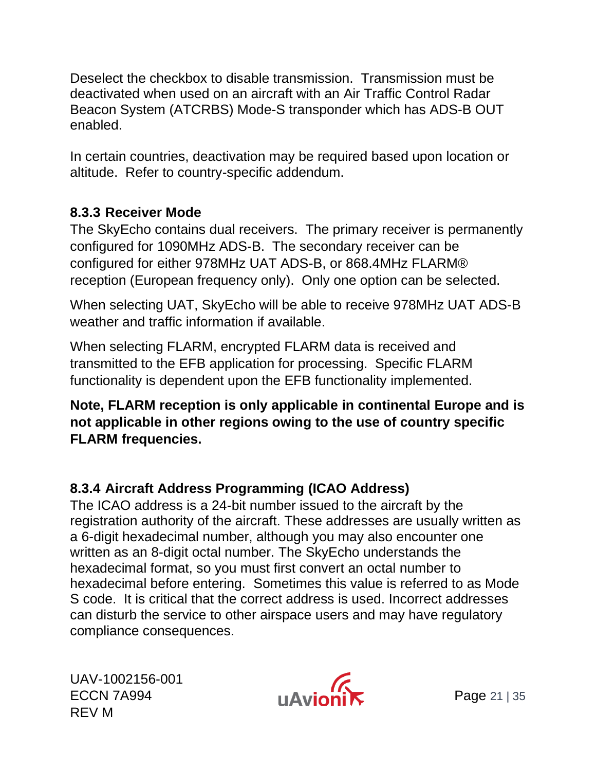Deselect the checkbox to disable transmission. Transmission must be deactivated when used on an aircraft with an Air Traffic Control Radar Beacon System (ATCRBS) Mode-S transponder which has ADS-B OUT enabled.

In certain countries, deactivation may be required based upon location or altitude. Refer to country-specific addendum.

### 8.3.3 Receiver Mode

The SkyEcho contains dual receivers. The primary receiver is permanently configured for 1090MHz ADS-B. The secondary receiver can be configured for either 978MHz UAT ADS-B, or 868.4MHz FLARM® reception (European frequency only). Only one option can be selected.

When selecting UAT, SkyEcho will be able to receive 978MHz UAT ADS-B weather and traffic information if available.

When selecting FLARM, encrypted FLARM data is received and transmitted to the EFB application for processing. Specific FLARM functionality is dependent upon the EFB functionality implemented.

**Note, FLARM reception is only applicable in continental Europe and is not applicable in other regions owing to the use of country specific FLARM frequencies.**

### 8.3.4 Aircraft Address Programming (ICAO Address)

The ICAO address is a 24-bit number issued to the aircraft by the registration authority of the aircraft. These addresses are usually written as a 6-digit hexadecimal number, although you may also encounter one written as an 8-digit octal number. The SkyEcho understands the hexadecimal format, so you must first convert an octal number to hexadecimal before entering. Sometimes this value is referred to as Mode S code. It is critical that the correct address is used. Incorrect addresses can disturb the service to other airspace users and may have regulatory compliance consequences.

UAV-1002156-001
ECCN 7A994
REV M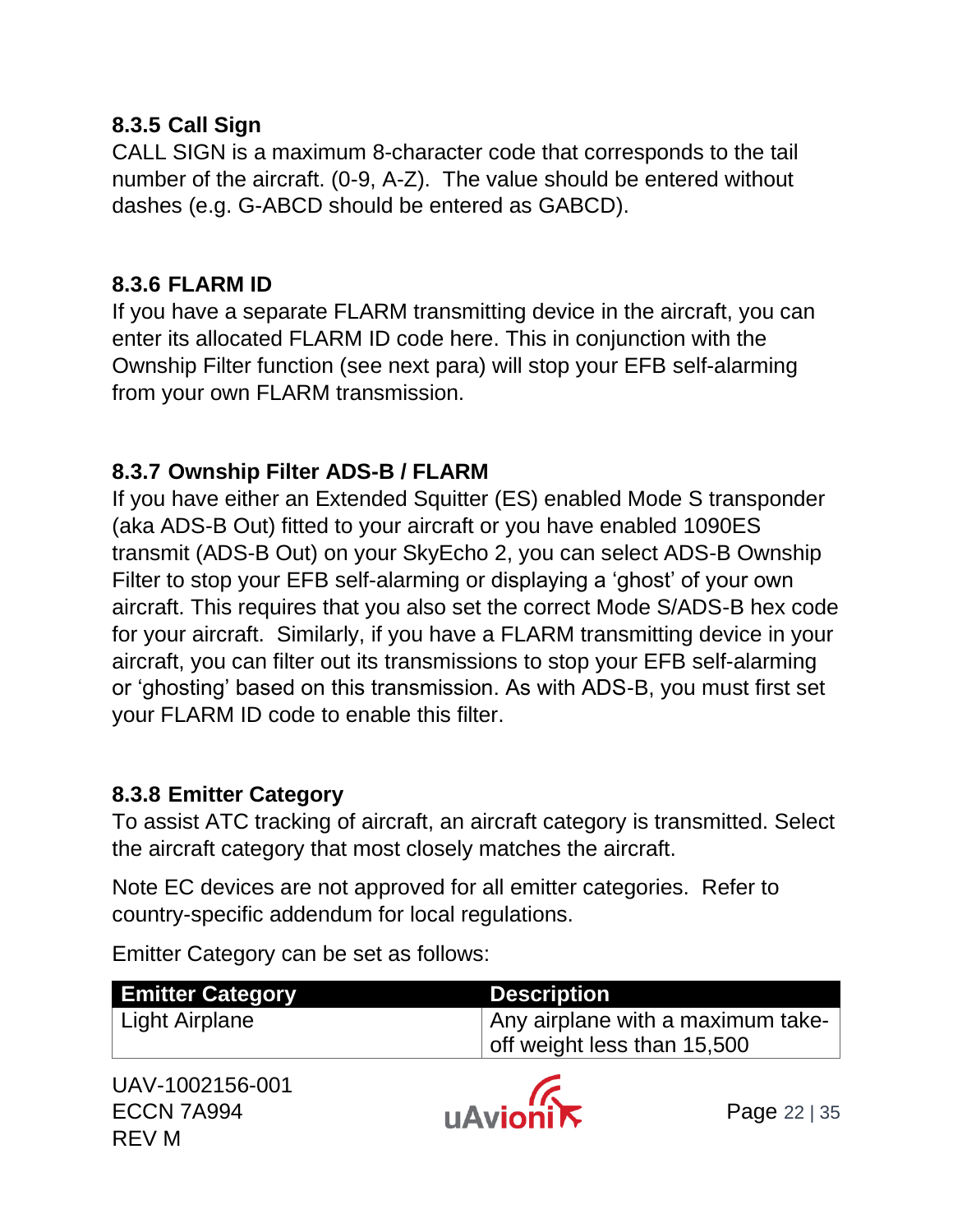### 8.3.5 Call Sign

CALL SIGN is a maximum 8-character code that corresponds to the tail number of the aircraft. (0-9, A-Z). The value should be entered without dashes (e.g. G-ABCD should be entered as GABCD).

### 8.3.6 FLARM ID

If you have a separate FLARM transmitting device in the aircraft, you can enter its allocated FLARM ID code here. This in conjunction with the Ownship Filter function (see next para) will stop your EFB self-alarming from your own FLARM transmission.

### 8.3.7 Ownship Filter ADS-B / FLARM

If you have either an Extended Squitter (ES) enabled Mode S transponder (aka ADS-B Out) fitted to your aircraft or you have enabled 1090ES transmit (ADS-B Out) on your SkyEcho 2, you can select ADS-B Ownship Filter to stop your EFB self-alarming or displaying a 'ghost' of your own aircraft. This requires that you also set the correct Mode S/ADS-B hex code for your aircraft. Similarly, if you have a FLARM transmitting device in your aircraft, you can filter out its transmissions to stop your EFB self-alarming or 'ghosting' based on this transmission. As with ADS-B, you must first set your FLARM ID code to enable this filter.

### 8.3.8 Emitter Category

To assist ATC tracking of aircraft, an aircraft category is transmitted. Select the aircraft category that most closely matches the aircraft.

Note EC devices are not approved for all emitter categories. Refer to country-specific addendum for local regulations.

Emitter Category can be set as follows:

| Emitter Category | Description |
| --- | --- |
| Light Airplane | Any airplane with a maximum take-off weight less than 15,500 |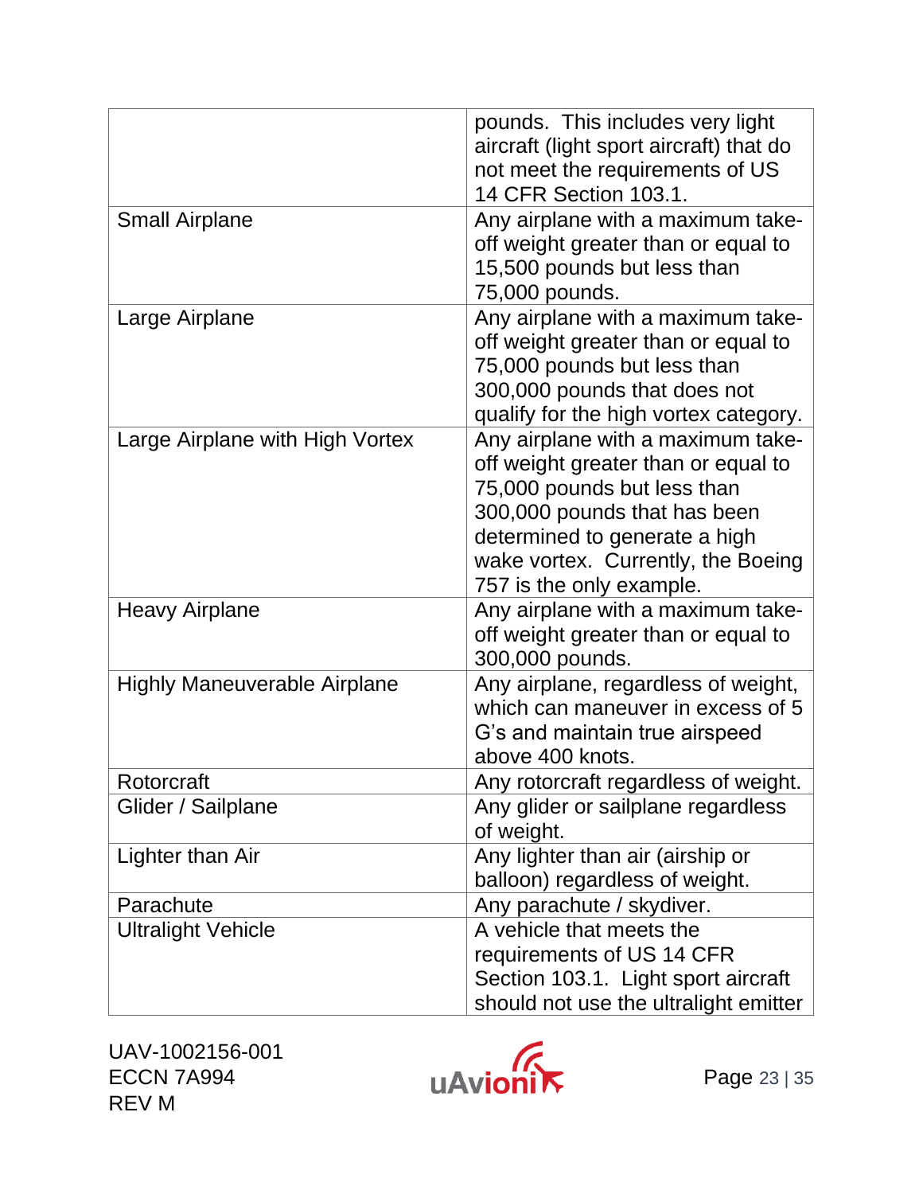| | |
|---|---|
| | pounds. This includes very light aircraft (light sport aircraft) that do not meet the requirements of US 14 CFR Section 103.1. |
| Small Airplane | Any airplane with a maximum take-off weight greater than or equal to 15,500 pounds but less than 75,000 pounds. |
| Large Airplane | Any airplane with a maximum take-off weight greater than or equal to 75,000 pounds but less than 300,000 pounds that does not qualify for the high vortex category. |
| Large Airplane with High Vortex | Any airplane with a maximum take-off weight greater than or equal to 75,000 pounds but less than 300,000 pounds that has been determined to generate a high wake vortex. Currently, the Boeing 757 is the only example. |
| Heavy Airplane | Any airplane with a maximum take-off weight greater than or equal to 300,000 pounds. |
| Highly Maneuverable Airplane | Any airplane, regardless of weight, which can maneuver in excess of 5 G's and maintain true airspeed above 400 knots. |
| Rotorcraft | Any rotorcraft regardless of weight. |
| Glider / Sailplane | Any glider or sailplane regardless of weight. |
| Lighter than Air | Any lighter than air (airship or balloon) regardless of weight. |
| Parachute | Any parachute / skydiver. |
| Ultralight Vehicle | A vehicle that meets the requirements of US 14 CFR Section 103.1. Light sport aircraft should not use the ultralight emitter |

UAV-1002156-001
ECCN 7A994
REV M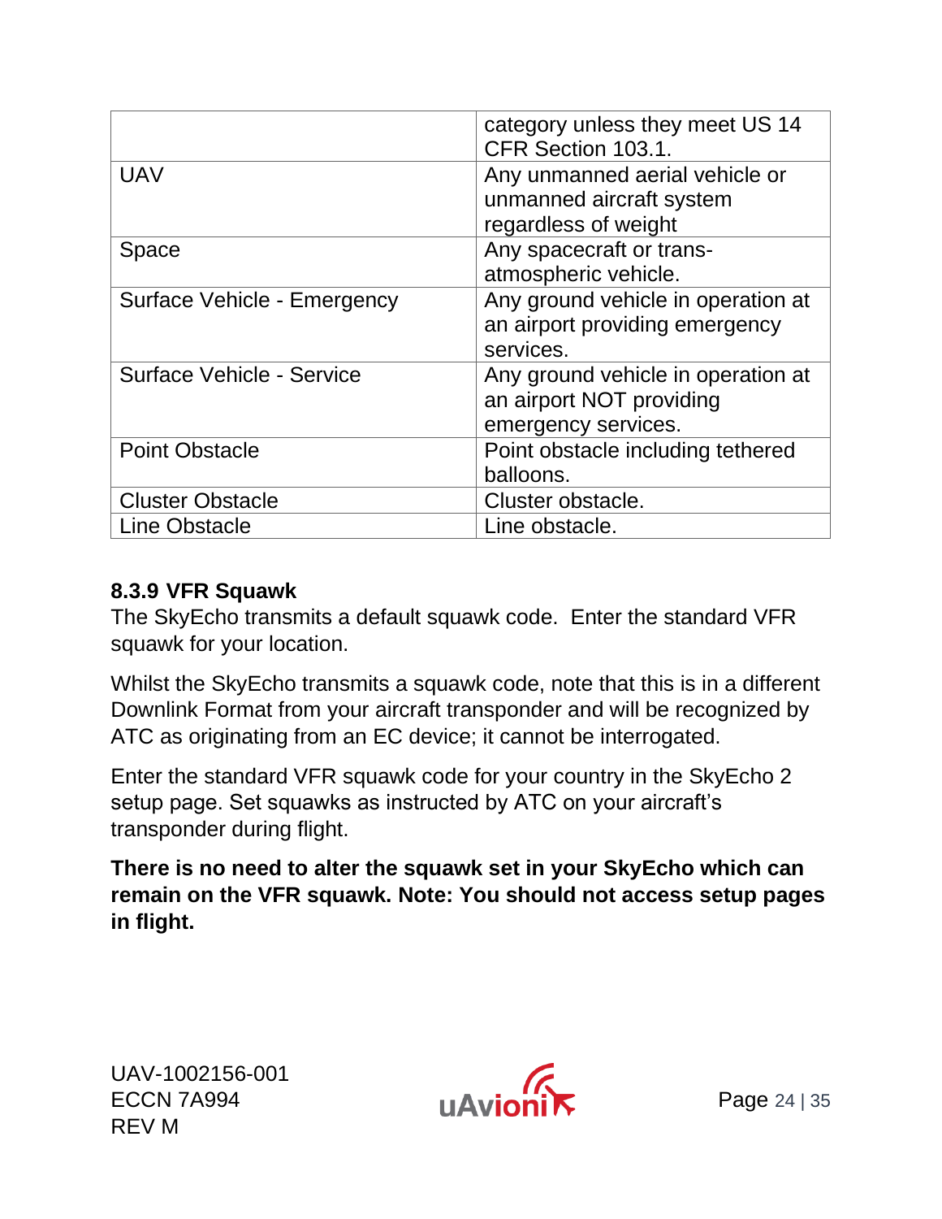| | |
|---|---|
| | category unless they meet US 14 CFR Section 103.1. |
| UAV | Any unmanned aerial vehicle or unmanned aircraft system regardless of weight |
| Space | Any spacecraft or trans-atmospheric vehicle. |
| Surface Vehicle - Emergency | Any ground vehicle in operation at an airport providing emergency services. |
| Surface Vehicle - Service | Any ground vehicle in operation at an airport NOT providing emergency services. |
| Point Obstacle | Point obstacle including tethered balloons. |
| Cluster Obstacle | Cluster obstacle. |
| Line Obstacle | Line obstacle. |

### 8.3.9 VFR Squawk

The SkyEcho transmits a default squawk code. Enter the standard VFR squawk for your location.

Whilst the SkyEcho transmits a squawk code, note that this is in a different Downlink Format from your aircraft transponder and will be recognized by ATC as originating from an EC device; it cannot be interrogated.

Enter the standard VFR squawk code for your country in the SkyEcho 2 setup page. Set squawks as instructed by ATC on your aircraft's transponder during flight.

**There is no need to alter the squawk set in your SkyEcho which can remain on the VFR squawk. Note: You should not access setup pages in flight.**

UAV-1002156-001
ECCN 7A994
REV M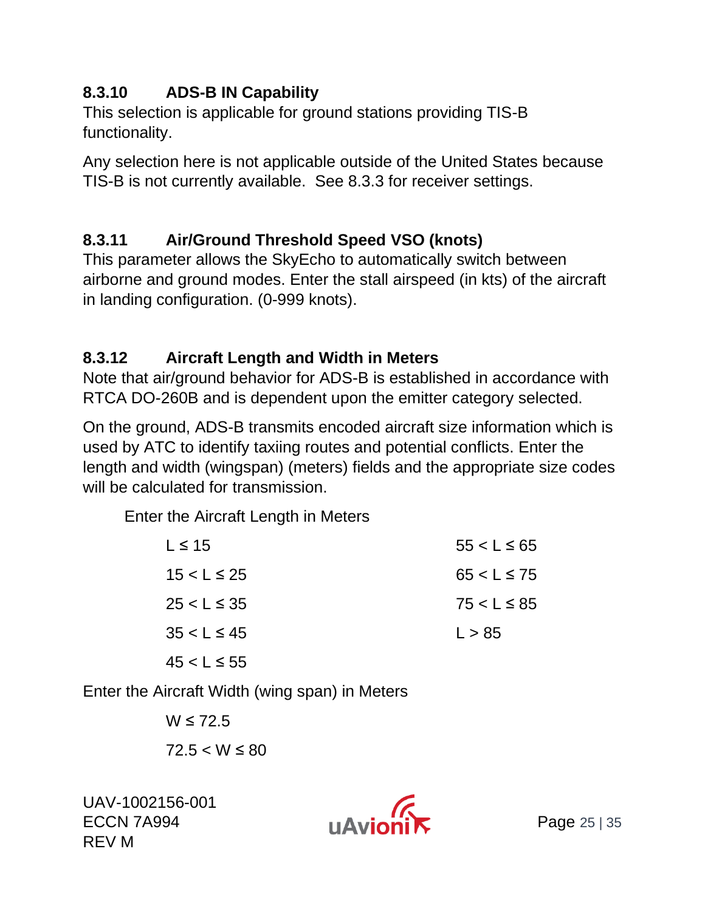### 8.3.10 ADS-B IN Capability

This selection is applicable for ground stations providing TIS-B functionality.

Any selection here is not applicable outside of the United States because TIS-B is not currently available. See 8.3.3 for receiver settings.

### 8.3.11 Air/Ground Threshold Speed VSO (knots)

This parameter allows the SkyEcho to automatically switch between airborne and ground modes. Enter the stall airspeed (in kts) of the aircraft in landing configuration. (0-999 knots).

### 8.3.12 Aircraft Length and Width in Meters

Note that air/ground behavior for ADS-B is established in accordance with RTCA DO-260B and is dependent upon the emitter category selected.

On the ground, ADS-B transmits encoded aircraft size information which is used by ATC to identify taxiing routes and potential conflicts. Enter the length and width (wingspan) (meters) fields and the appropriate size codes will be calculated for transmission.

Enter the Aircraft Length in Meters

- L ≤ 15
- 15 < L ≤ 25
- 25 < L ≤ 35
- 35 < L ≤ 45
- 45 < L ≤ 55
- 55 < L ≤ 65
- 65 < L ≤ 75
- 75 < L ≤ 85
- L > 85

Enter the Aircraft Width (wing span) in Meters

- W ≤ 72.5
- 72.5 < W ≤ 80

UAV-1002156-001
ECCN 7A994
REV M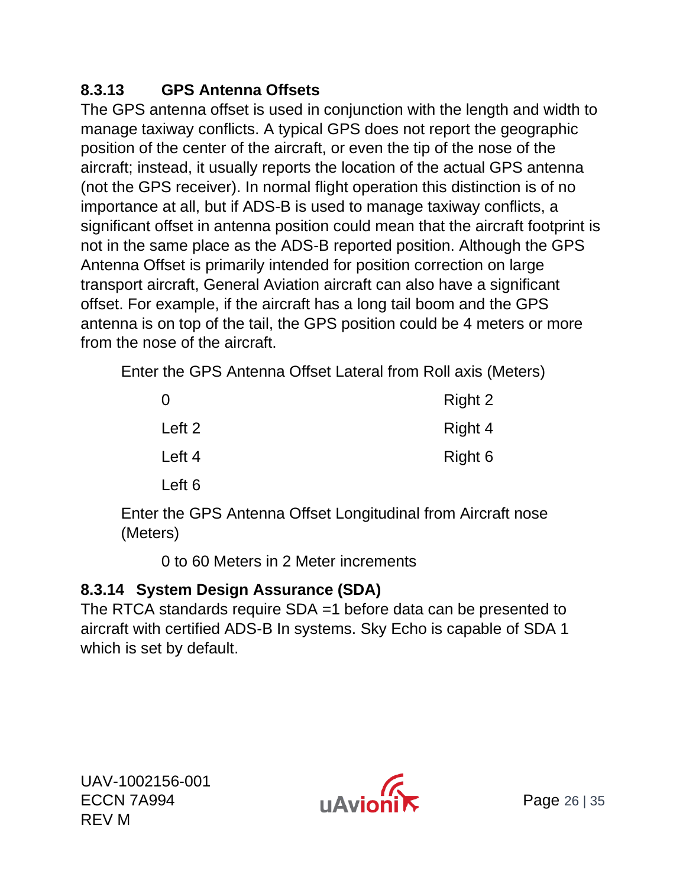### 8.3.13 GPS Antenna Offsets

The GPS antenna offset is used in conjunction with the length and width to manage taxiway conflicts. A typical GPS does not report the geographic position of the center of the aircraft, or even the tip of the nose of the aircraft; instead, it usually reports the location of the actual GPS antenna (not the GPS receiver). In normal flight operation this distinction is of no importance at all, but if ADS-B is used to manage taxiway conflicts, a significant offset in antenna position could mean that the aircraft footprint is not in the same place as the ADS-B reported position. Although the GPS Antenna Offset is primarily intended for position correction on large transport aircraft, General Aviation aircraft can also have a significant offset. For example, if the aircraft has a long tail boom and the GPS antenna is on top of the tail, the GPS position could be 4 meters or more from the nose of the aircraft.

Enter the GPS Antenna Offset Lateral from Roll axis (Meters)

- 0
- Left 2
- Left 4
- Left 6
- Right 2
- Right 4
- Right 6

Enter the GPS Antenna Offset Longitudinal from Aircraft nose (Meters)

- 0 to 60 Meters in 2 Meter increments

### 8.3.14 System Design Assurance (SDA)

The RTCA standards require SDA =1 before data can be presented to aircraft with certified ADS-B In systems. Sky Echo is capable of SDA 1 which is set by default.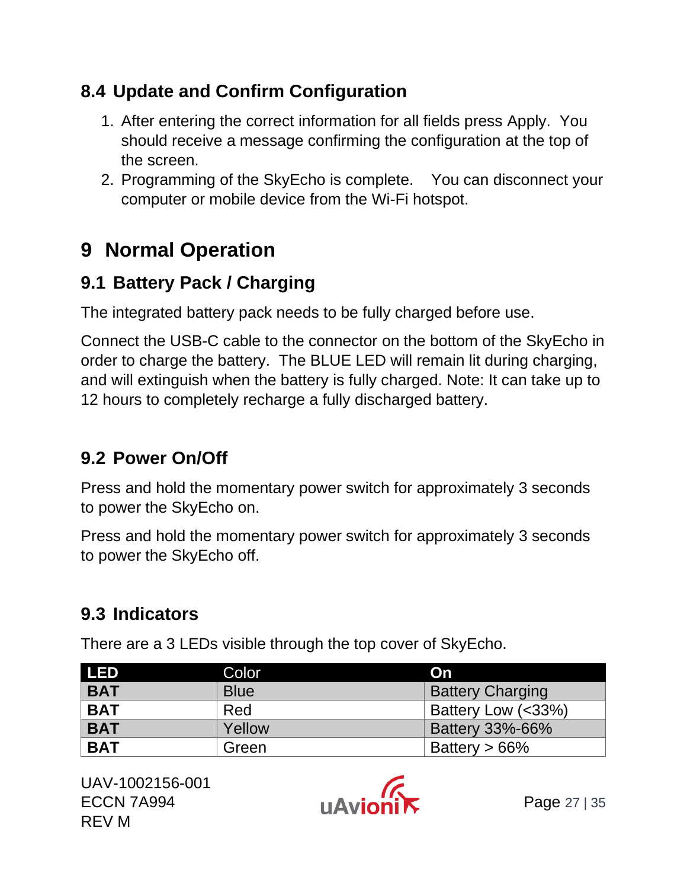## 8.4 Update and Confirm Configuration

1. After entering the correct information for all fields press Apply. You should receive a message confirming the configuration at the top of the screen.
2. Programming of the SkyEcho is complete. You can disconnect your computer or mobile device from the Wi-Fi hotspot.

# 9 Normal Operation

## 9.1 Battery Pack / Charging

The integrated battery pack needs to be fully charged before use.

Connect the USB-C cable to the connector on the bottom of the SkyEcho in order to charge the battery. The BLUE LED will remain lit during charging, and will extinguish when the battery is fully charged. Note: It can take up to 12 hours to completely recharge a fully discharged battery.

## 9.2 Power On/Off

Press and hold the momentary power switch for approximately 3 seconds to power the SkyEcho on.

Press and hold the momentary power switch for approximately 3 seconds to power the SkyEcho off.

## 9.3 Indicators

There are a 3 LEDs visible through the top cover of SkyEcho.

| LED | Color | On |
|---|---|---|
| **BAT** | Blue | Battery Charging |
| **BAT** | Red | Battery Low (<33%) |
| **BAT** | Yellow | Battery 33%-66% |
| **BAT** | Green | Battery > 66% |

UAV-1002156-001
ECCN 7A994
REV M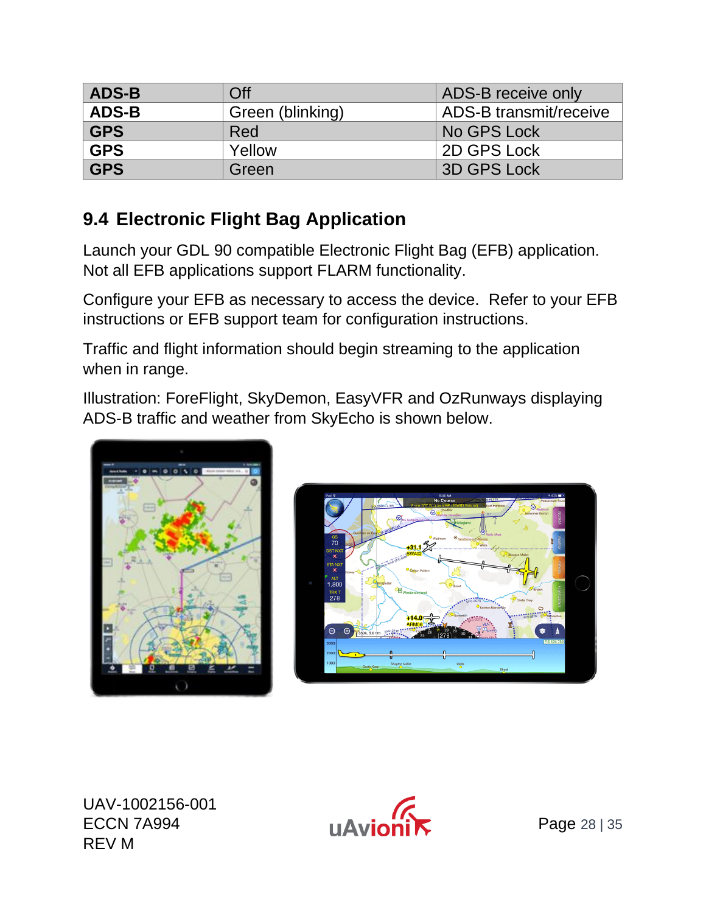| ADS-B | Off | ADS-B receive only |
|---|---|---|
| ADS-B | Green (blinking) | ADS-B transmit/receive |
| GPS | Red | No GPS Lock |
| GPS | Yellow | 2D GPS Lock |
| GPS | Green | 3D GPS Lock |

## 9.4 Electronic Flight Bag Application

Launch your GDL 90 compatible Electronic Flight Bag (EFB) application. Not all EFB applications support FLARM functionality.

Configure your EFB as necessary to access the device. Refer to your EFB instructions or EFB support team for configuration instructions.

Traffic and flight information should begin streaming to the application when in range.

Illustration: ForeFlight, SkyDemon, EasyVFR and OzRunways displaying ADS-B traffic and weather from SkyEcho is shown below.

UAV-1002156-001
ECCN 7A994
REV M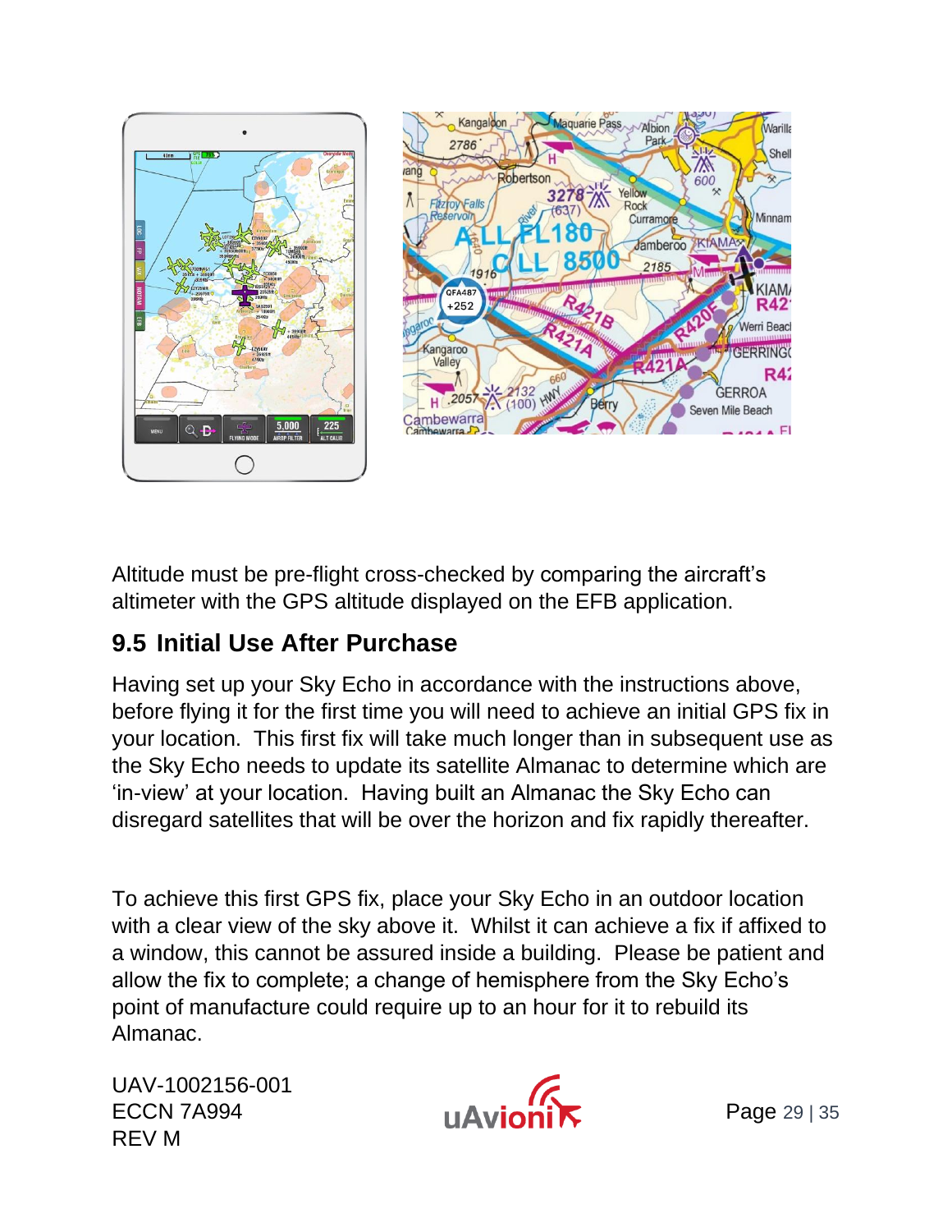Altitude must be pre-flight cross-checked by comparing the aircraft's altimeter with the GPS altitude displayed on the EFB application.

## 9.5 Initial Use After Purchase

Having set up your Sky Echo in accordance with the instructions above, before flying it for the first time you will need to achieve an initial GPS fix in your location. This first fix will take much longer than in subsequent use as the Sky Echo needs to update its satellite Almanac to determine which are 'in-view' at your location. Having built an Almanac the Sky Echo can disregard satellites that will be over the horizon and fix rapidly thereafter.

To achieve this first GPS fix, place your Sky Echo in an outdoor location with a clear view of the sky above it. Whilst it can achieve a fix if affixed to a window, this cannot be assured inside a building. Please be patient and allow the fix to complete; a change of hemisphere from the Sky Echo's point of manufacture could require up to an hour for it to rebuild its Almanac.

UAV-1002156-001
ECCN 7A994
REV M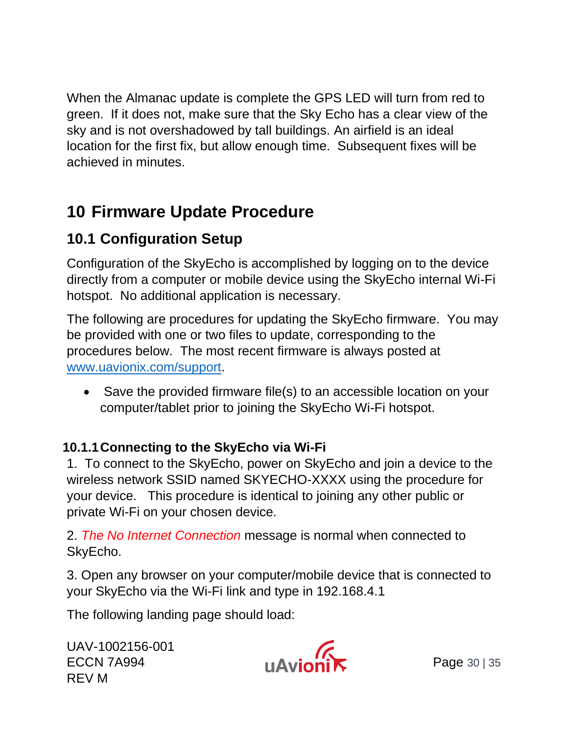When the Almanac update is complete the GPS LED will turn from red to green. If it does not, make sure that the Sky Echo has a clear view of the sky and is not overshadowed by tall buildings. An airfield is an ideal location for the first fix, but allow enough time. Subsequent fixes will be achieved in minutes.

# 10 Firmware Update Procedure

## 10.1 Configuration Setup

Configuration of the SkyEcho is accomplished by logging on to the device directly from a computer or mobile device using the SkyEcho internal Wi-Fi hotspot. No additional application is necessary.

The following are procedures for updating the SkyEcho firmware. You may be provided with one or two files to update, corresponding to the procedures below. The most recent firmware is always posted at [www.uavionix.com/support](www.uavionix.com/support).

- Save the provided firmware file(s) to an accessible location on your computer/tablet prior to joining the SkyEcho Wi-Fi hotspot.

### 10.1.1 Connecting to the SkyEcho via Wi-Fi

1. To connect to the SkyEcho, power on SkyEcho and join a device to the wireless network SSID named SKYECHO-XXXX using the procedure for your device. This procedure is identical to joining any other public or private Wi-Fi on your chosen device.

2. *The No Internet Connection* message is normal when connected to SkyEcho.

3. Open any browser on your computer/mobile device that is connected to your SkyEcho via the Wi-Fi link and type in 192.168.4.1

The following landing page should load:

UAV-1002156-001
ECCN 7A994
REV M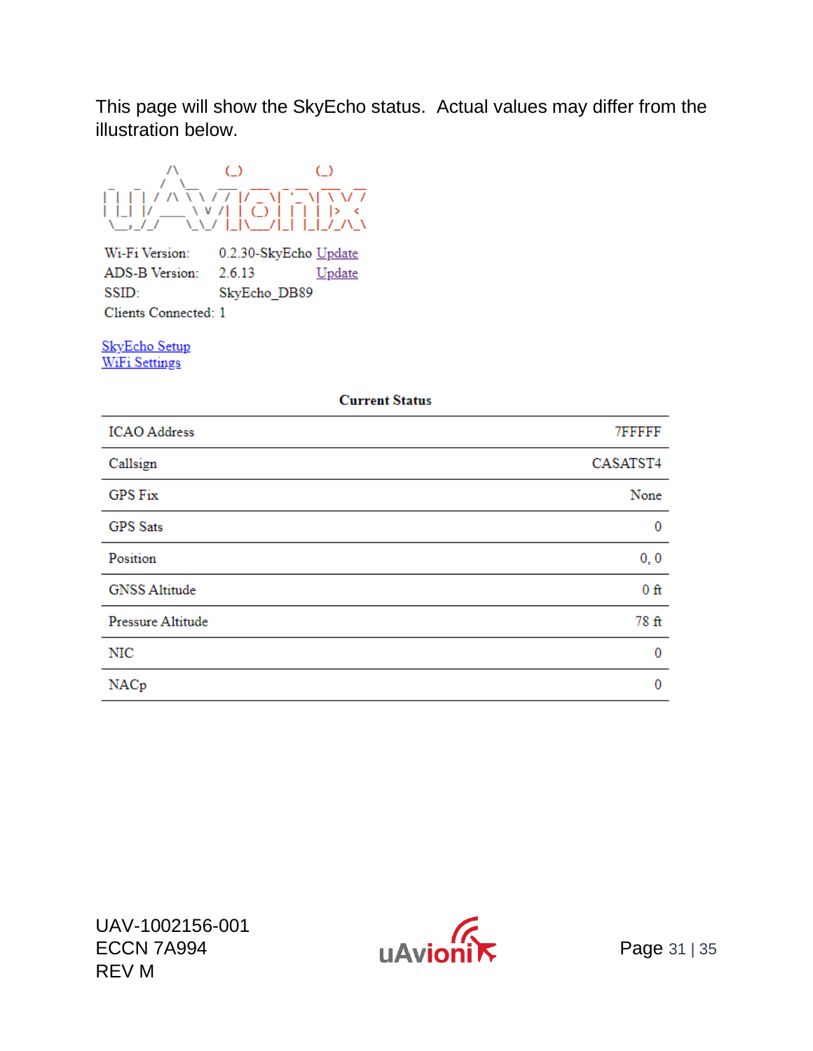This page will show the SkyEcho status. Actual values may differ from the illustration below.

| | | |
|---|---|---|
| Wi-Fi Version: | 0.2.30-SkyEcho | Update |
| ADS-B Version: | 2.6.13 | Update |
| SSID: | SkyEcho_DB89 | |
| Clients Connected: | 1 | |

SkyEcho Setup
WiFi Settings

**Current Status**

| | |
|---|---|
| ICAO Address | 7FFFFF |
| Callsign | CASATST4 |
| GPS Fix | None |
| GPS Sats | 0 |
| Position | 0, 0 |
| GNSS Altitude | 0 ft |
| Pressure Altitude | 78 ft |
| NIC | 0 |
| NACp | 0 |

UAV-1002156-001
ECCN 7A994
REV M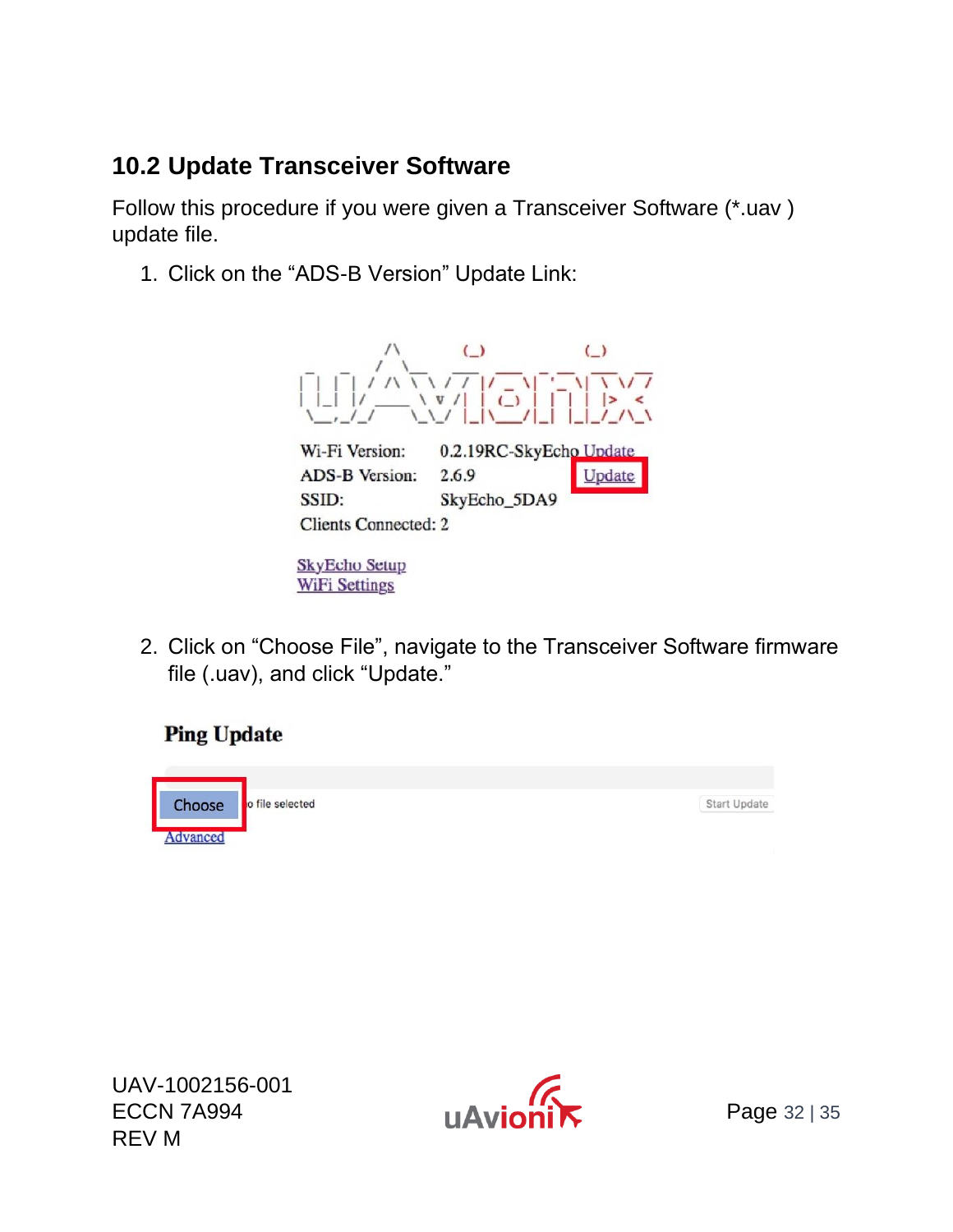## 10.2 Update Transceiver Software

Follow this procedure if you were given a Transceiver Software (*.uav ) update file.

1. Click on the “ADS-B Version” Update Link:

   Wi-Fi Version: 0.2.19RC-SkyEcho Update
   ADS-B Version: 2.6.9 Update
   SSID: SkyEcho_5DA9
   Clients Connected: 2

   SkyEcho Setup
   WiFi Settings

2. Click on “Choose File”, navigate to the Transceiver Software firmware file (.uav), and click “Update.”

   **Ping Update**

   Choose  No file selected  Start Update
   Advanced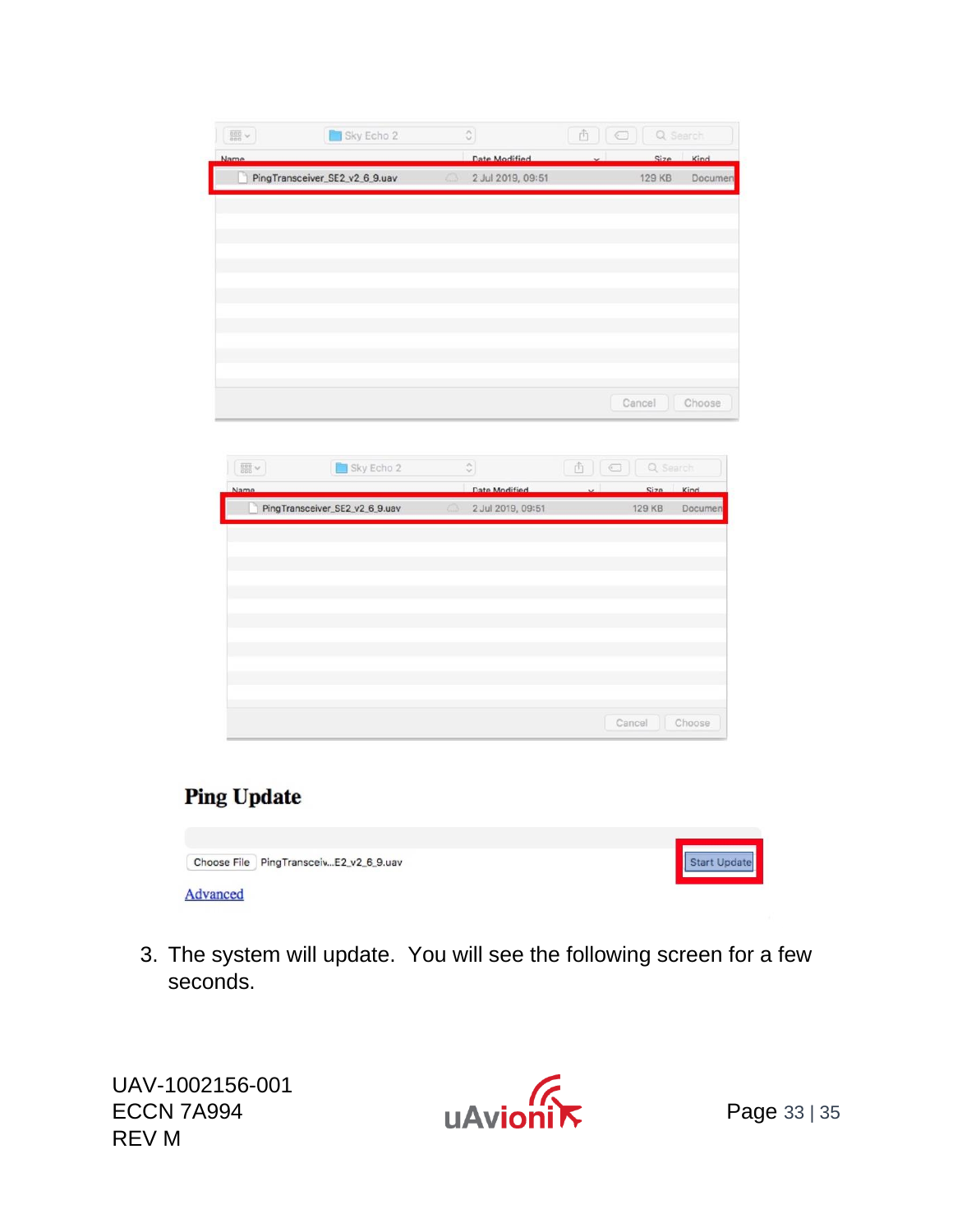3. The system will update. You will see the following screen for a few seconds.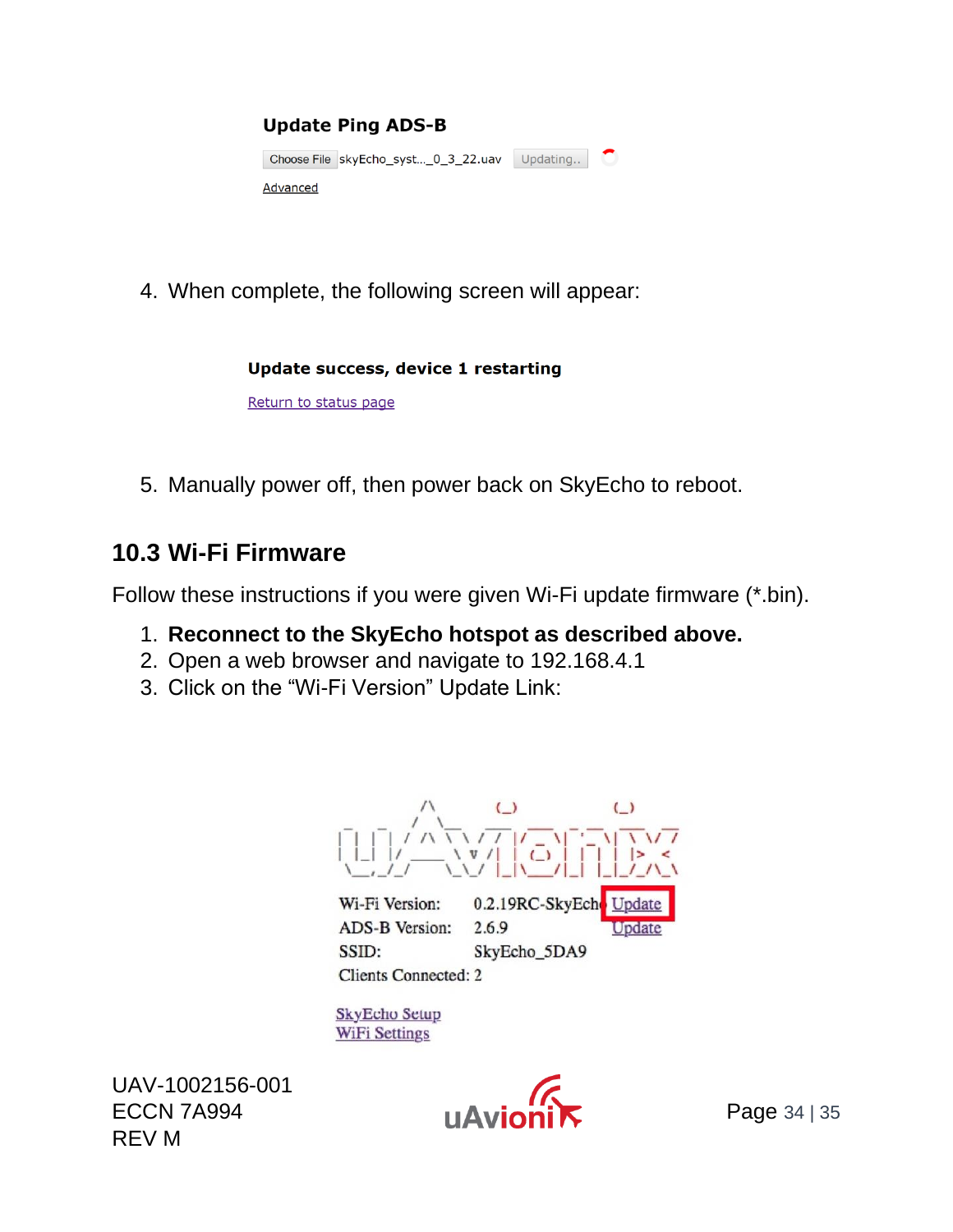**Update Ping ADS-B**

Choose File skyEcho_syst..._0_3_22.uav Updating..

Advanced

4. When complete, the following screen will appear:

**Update success, device 1 restarting**

Return to status page

5. Manually power off, then power back on SkyEcho to reboot.

## 10.3 Wi-Fi Firmware

Follow these instructions if you were given Wi-Fi update firmware (*.bin).

1. **Reconnect to the SkyEcho hotspot as described above.**
2. Open a web browser and navigate to 192.168.4.1
3. Click on the "Wi-Fi Version" Update Link:

Wi-Fi Version: 0.2.19RC-SkyEcho Update
ADS-B Version: 2.6.9 Update
SSID: SkyEcho_5DA9
Clients Connected: 2

SkyEcho Setup
WiFi Settings

UAV-1002156-001
ECCN 7A994
REV M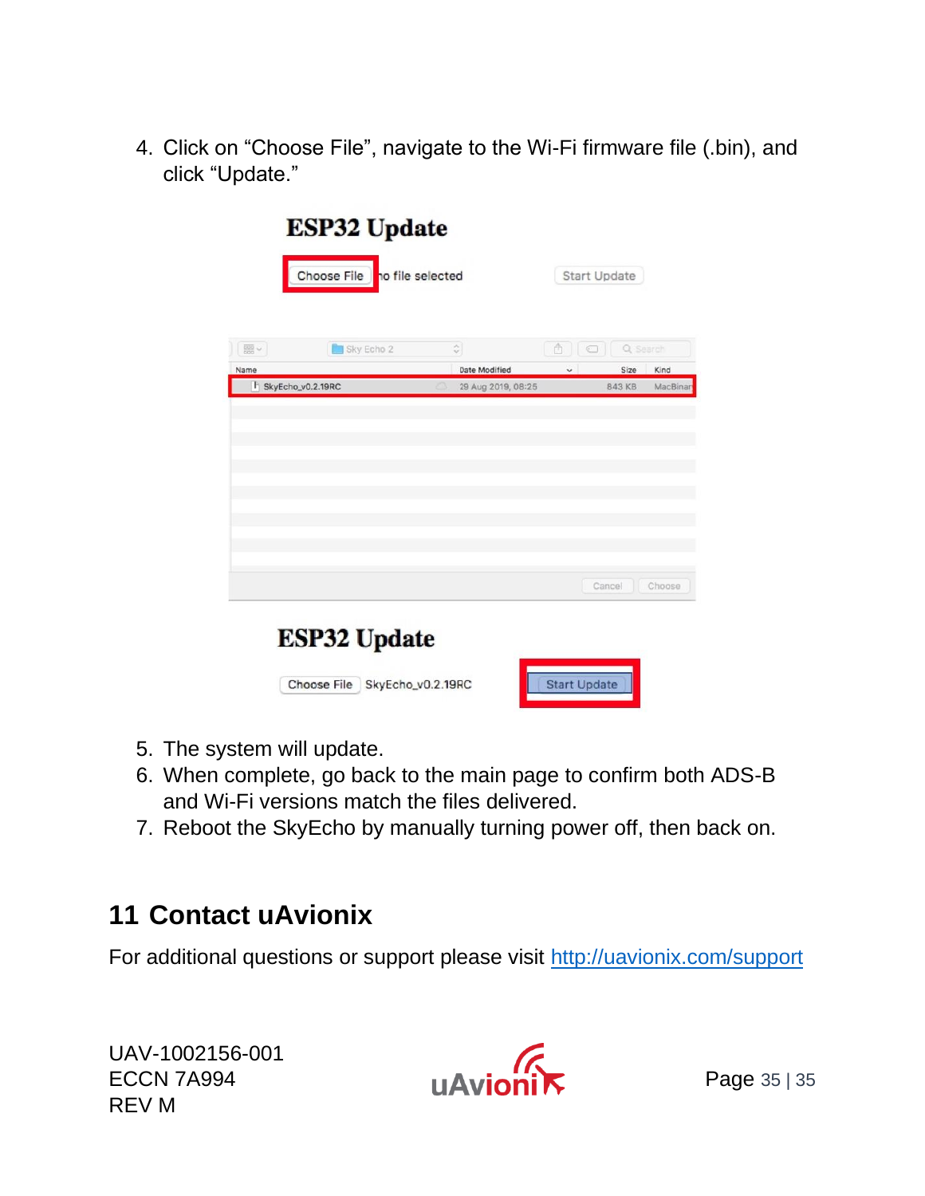4. Click on “Choose File”, navigate to the Wi-Fi firmware file (.bin), and click “Update.”

5. The system will update.
6. When complete, go back to the main page to confirm both ADS-B and Wi-Fi versions match the files delivered.
7. Reboot the SkyEcho by manually turning power off, then back on.

# 11 Contact uAvionix

For additional questions or support please visit http://uavionix.com/support

UAV-1002156-001
ECCN 7A994
REV M